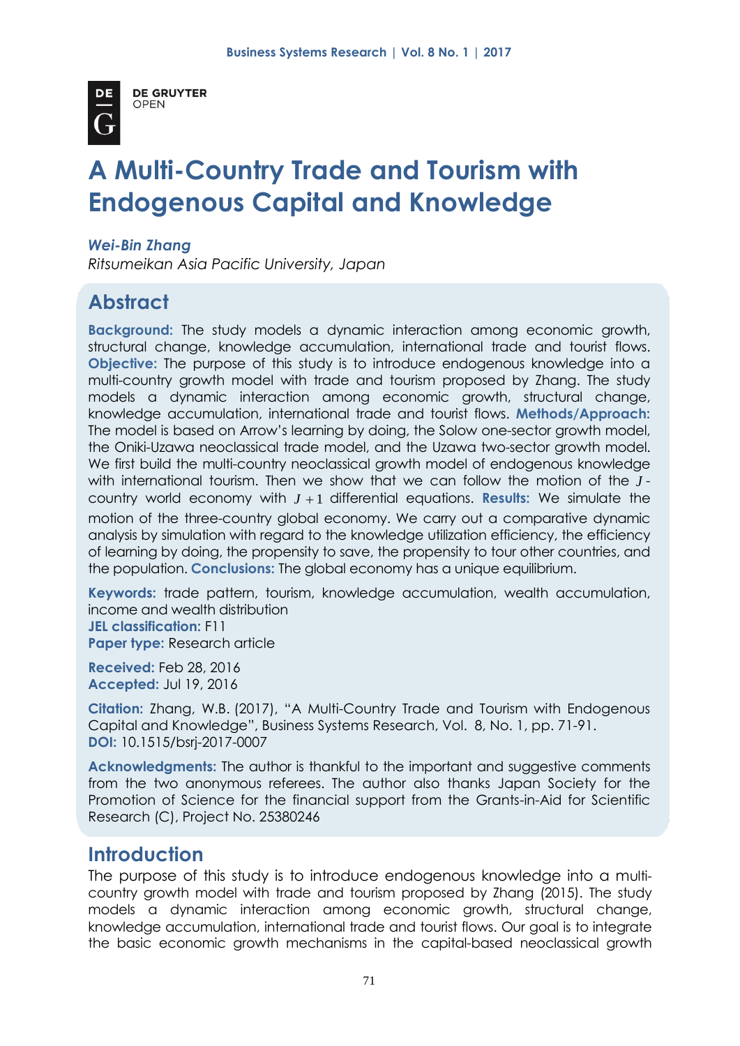DE GRUYTER OPEN

# A Multi-Country Trade and Tourism with Endogenous Capital and Knowledge

*Wei-Bin Zhang*

*Ritsumeikan Asia Pacific University, Japan*

## Abstract

**Background:** The study models a dynamic interaction among economic growth, structural change, knowledge accumulation, international trade and tourist flows. **Objective:** The purpose of this study is to introduce endogenous knowledge into a multi-country growth model with trade and tourism proposed by Zhang. The study models a dynamic interaction among economic growth, structural change, knowledge accumulation, international trade and tourist flows. **Methods/Approach:** The model is based on Arrow's learning by doing, the Solow one-sector growth model, the Oniki-Uzawa neoclassical trade model, and the Uzawa two-sector growth model. We first build the multi-country neoclassical growth model of endogenous knowledge with international tourism. Then we show that we can follow the motion of the $J$-country world economy with $J+1$ differential equations. **Results:** We simulate the motion of the three-country global economy. We carry out a comparative dynamic analysis by simulation with regard to the knowledge utilization efficiency, the efficiency of learning by doing, the propensity to save, the propensity to tour other countries, and the population. **Conclusions:** The global economy has a unique equilibrium.

**Keywords:** trade pattern, tourism, knowledge accumulation, wealth accumulation, income and wealth distribution

**JEL classification:** F11

**Paper type:** Research article

**Received:** Feb 28, 2016

**Accepted:** Jul 19, 2016

**Citation:** Zhang, W.B. (2017), "A Multi-Country Trade and Tourism with Endogenous Capital and Knowledge", Business Systems Research, Vol. 8, No. 1, pp. 71-91.

**DOI:** 10.1515/bsrj-2017-0007

**Acknowledgments:** The author is thankful to the important and suggestive comments from the two anonymous referees. The author also thanks Japan Society for the Promotion of Science for the financial support from the Grants-in-Aid for Scientific Research (C), Project No. 25380246

## Introduction

The purpose of this study is to introduce endogenous knowledge into a multi-country growth model with trade and tourism proposed by Zhang (2015). The study models a dynamic interaction among economic growth, structural change, knowledge accumulation, international trade and tourist flows. Our goal is to integrate the basic economic growth mechanisms in the capital-based neoclassical growth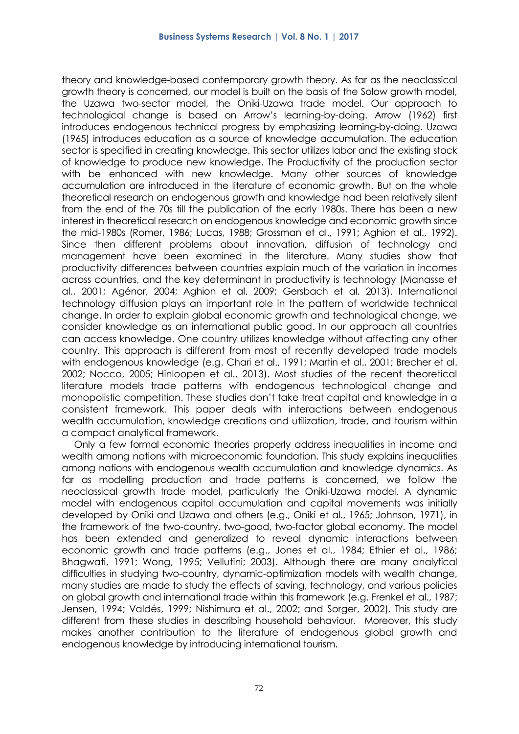theory and knowledge-based contemporary growth theory. As far as the neoclassical growth theory is concerned, our model is built on the basis of the Solow growth model, the Uzawa two-sector model, the Oniki-Uzawa trade model. Our approach to technological change is based on Arrow's learning-by-doing. Arrow (1962) first introduces endogenous technical progress by emphasizing learning-by-doing. Uzawa (1965) introduces education as a source of knowledge accumulation. The education sector is specified in creating knowledge. This sector utilizes labor and the existing stock of knowledge to produce new knowledge. The Productivity of the production sector with be enhanced with new knowledge. Many other sources of knowledge accumulation are introduced in the literature of economic growth. But on the whole theoretical research on endogenous growth and knowledge had been relatively silent from the end of the 70s till the publication of the early 1980s. There has been a new interest in theoretical research on endogenous knowledge and economic growth since the mid-1980s (Romer, 1986; Lucas, 1988; Grossman et al., 1991; Aghion et al., 1992). Since then different problems about innovation, diffusion of technology and management have been examined in the literature. Many studies show that productivity differences between countries explain much of the variation in incomes across countries, and the key determinant in productivity is technology (Manasse et al., 2001; Agénor, 2004; Aghion et al. 2009; Gersbach et al. 2013). International technology diffusion plays an important role in the pattern of worldwide technical change. In order to explain global economic growth and technological change, we consider knowledge as an international public good. In our approach all countries can access knowledge. One country utilizes knowledge without affecting any other country. This approach is different from most of recently developed trade models with endogenous knowledge (e.g. Chari et al., 1991; Martin et al., 2001; Brecher et al. 2002; Nocco, 2005; Hinloopen et al., 2013). Most studies of the recent theoretical literature models trade patterns with endogenous technological change and monopolistic competition. These studies don't take treat capital and knowledge in a consistent framework. This paper deals with interactions between endogenous wealth accumulation, knowledge creations and utilization, trade, and tourism within a compact analytical framework.

Only a few formal economic theories properly address inequalities in income and wealth among nations with microeconomic foundation. This study explains inequalities among nations with endogenous wealth accumulation and knowledge dynamics. As far as modelling production and trade patterns is concerned, we follow the neoclassical growth trade model, particularly the Oniki-Uzawa model. A dynamic model with endogenous capital accumulation and capital movements was initially developed by Oniki and Uzawa and others (e.g., Oniki et al., 1965; Johnson, 1971), in the framework of the two-country, two-good, two-factor global economy. The model has been extended and generalized to reveal dynamic interactions between economic growth and trade patterns (e.g., Jones et al., 1984; Ethier et al., 1986; Bhagwati, 1991; Wong, 1995; Vellutini; 2003). Although there are many analytical difficulties in studying two-country, dynamic-optimization models with wealth change, many studies are made to study the effects of saving, technology, and various policies on global growth and international trade within this framework (e.g. Frenkel et al., 1987; Jensen, 1994; Valdés, 1999; Nishimura et al., 2002; and Sorger, 2002). This study are different from these studies in describing household behaviour. Moreover, this study makes another contribution to the literature of endogenous global growth and endogenous knowledge by introducing international tourism.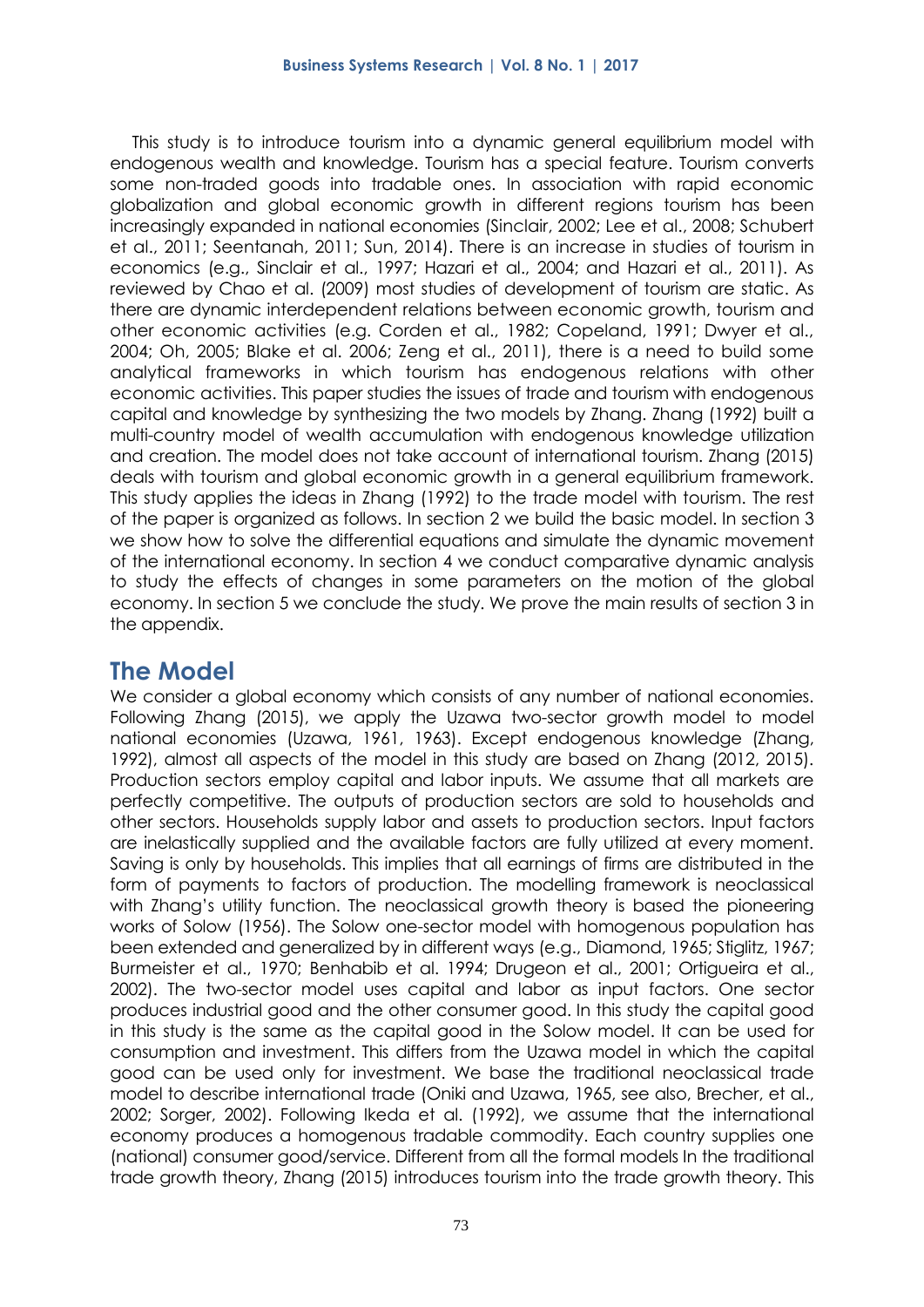This study is to introduce tourism into a dynamic general equilibrium model with endogenous wealth and knowledge. Tourism has a special feature. Tourism converts some non-traded goods into tradable ones. In association with rapid economic globalization and global economic growth in different regions tourism has been increasingly expanded in national economies (Sinclair, 2002; Lee et al., 2008; Schubert et al., 2011; Seentanah, 2011; Sun, 2014). There is an increase in studies of tourism in economics (e.g., Sinclair et al., 1997; Hazari et al., 2004; and Hazari et al., 2011). As reviewed by Chao et al. (2009) most studies of development of tourism are static. As there are dynamic interdependent relations between economic growth, tourism and other economic activities (e.g. Corden et al., 1982; Copeland, 1991; Dwyer et al., 2004; Oh, 2005; Blake et al. 2006; Zeng et al., 2011), there is a need to build some analytical frameworks in which tourism has endogenous relations with other economic activities. This paper studies the issues of trade and tourism with endogenous capital and knowledge by synthesizing the two models by Zhang. Zhang (1992) built a multi-country model of wealth accumulation with endogenous knowledge utilization and creation. The model does not take account of international tourism. Zhang (2015) deals with tourism and global economic growth in a general equilibrium framework. This study applies the ideas in Zhang (1992) to the trade model with tourism. The rest of the paper is organized as follows. In section 2 we build the basic model. In section 3 we show how to solve the differential equations and simulate the dynamic movement of the international economy. In section 4 we conduct comparative dynamic analysis to study the effects of changes in some parameters on the motion of the global economy. In section 5 we conclude the study. We prove the main results of section 3 in the appendix.

## The Model

We consider a global economy which consists of any number of national economies. Following Zhang (2015), we apply the Uzawa two-sector growth model to model national economies (Uzawa, 1961, 1963). Except endogenous knowledge (Zhang, 1992), almost all aspects of the model in this study are based on Zhang (2012, 2015). Production sectors employ capital and labor inputs. We assume that all markets are perfectly competitive. The outputs of production sectors are sold to households and other sectors. Households supply labor and assets to production sectors. Input factors are inelastically supplied and the available factors are fully utilized at every moment. Saving is only by households. This implies that all earnings of firms are distributed in the form of payments to factors of production. The modelling framework is neoclassical with Zhang's utility function. The neoclassical growth theory is based the pioneering works of Solow (1956). The Solow one-sector model with homogenous population has been extended and generalized by in different ways (e.g., Diamond, 1965; Stiglitz, 1967; Burmeister et al., 1970; Benhabib et al. 1994; Drugeon et al., 2001; Ortigueira et al., 2002). The two-sector model uses capital and labor as input factors. One sector produces industrial good and the other consumer good. In this study the capital good in this study is the same as the capital good in the Solow model. It can be used for consumption and investment. This differs from the Uzawa model in which the capital good can be used only for investment. We base the traditional neoclassical trade model to describe international trade (Oniki and Uzawa, 1965, see also, Brecher, et al., 2002; Sorger, 2002). Following Ikeda et al. (1992), we assume that the international economy produces a homogenous tradable commodity. Each country supplies one (national) consumer good/service. Different from all the formal models In the traditional trade growth theory, Zhang (2015) introduces tourism into the trade growth theory. This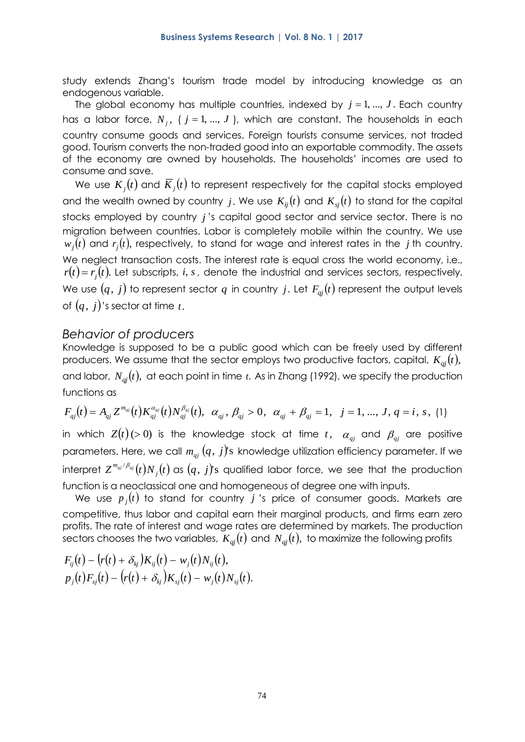study extends Zhang's tourism trade model by introducing knowledge as an endogenous variable.

The global economy has multiple countries, indexed by $j = 1, ..., J$. Each country has a labor force, $N_j$, ( $j = 1, ..., J$ ), which are constant. The households in each country consume goods and services. Foreign tourists consume services, not traded good. Tourism converts the non-traded good into an exportable commodity. The assets of the economy are owned by households. The households' incomes are used to consume and save.

We use $K_j(t)$ and $\bar{K}_j(t)$ to represent respectively for the capital stocks employed and the wealth owned by country $j$. We use $K_{ij}(t)$ and $K_{sj}(t)$ to stand for the capital stocks employed by country $j$'s capital good sector and service sector. There is no migration between countries. Labor is completely mobile within the country. We use $w_j(t)$ and $r_j(t)$, respectively, to stand for wage and interest rates in the $j$ th country. We neglect transaction costs. The interest rate is equal cross the world economy, i.e., $r(t) = r_j(t)$. Let subscripts, $i, s$, denote the industrial and services sectors, respectively. We use $(q, j)$ to represent sector $q$ in country $j$. Let $F_{qj}(t)$ represent the output levels of $(q, j)$'s sector at time $t$.

## *Behavior of producers*

Knowledge is supposed to be a public good which can be freely used by different producers. We assume that the sector employs two productive factors, capital, $K_{qj}(t)$, and labor, $N_{qj}(t)$, at each point in time $t$. As in Zhang (1992), we specify the production functions as

$$F_{qj}(t) = A_{qj} Z^{m_{qj}}(t) K_{qj}^{\alpha_{qj}}(t) N_{qj}^{\beta_{qj}}(t), \;\; \alpha_{qj}, \beta_{qj} > 0, \;\; \alpha_{qj} + \beta_{qj} = 1, \;\; j = 1, ..., J, \; q = i, s, \quad (1)$$

in which $Z(t)\,(> 0)$ is the knowledge stock at time $t$, $\alpha_{qj}$ and $\beta_{qj}$ are positive parameters. Here, we call $m_{qj}$ $(q, j)$'s knowledge utilization efficiency parameter. If we interpret $Z^{m_{qj}/\beta_{qj}}(t) N_j(t)$ as $(q, j)$'s qualified labor force, we see that the production function is a neoclassical one and homogeneous of degree one with inputs.

We use $p_j(t)$ to stand for country $j$'s price of consumer goods. Markets are competitive, thus labor and capital earn their marginal products, and firms earn zero profits. The rate of interest and wage rates are determined by markets. The production sectors chooses the two variables, $K_{qj}(t)$ and $N_{qj}(t)$, to maximize the following profits

$$F_{ij}(t) - \left(r(t) + \delta_{kj}\right) K_{ij}(t) - w_j(t) N_{ij}(t),$$
$$p_j(t) F_{sj}(t) - \left(r(t) + \delta_{kj}\right) K_{sj}(t) - w_j(t) N_{sj}(t).$$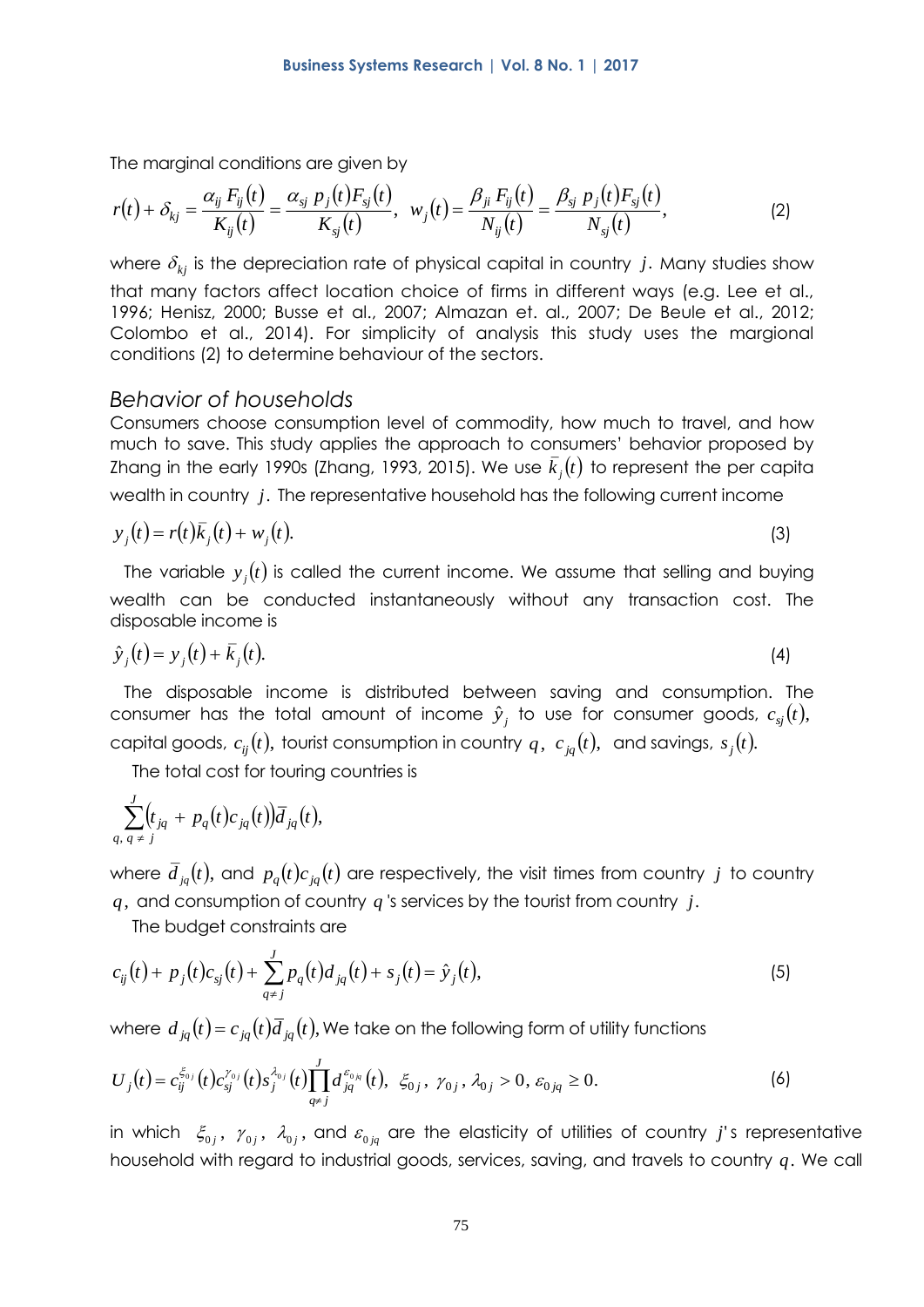The marginal conditions are given by

$$r(t)+\delta_{kj}=\frac{\alpha_{ij}\,F_{ij}(t)}{K_{ij}(t)}=\frac{\alpha_{sj}\,p_j(t)F_{sj}(t)}{K_{sj}(t)},\;\; w_j(t)=\frac{\beta_{ji}\,F_{ij}(t)}{N_{ij}(t)}=\frac{\beta_{sj}\,p_j(t)F_{sj}(t)}{N_{sj}(t)}, \tag{2}$$

where $\delta_{kj}$ is the depreciation rate of physical capital in country $j$. Many studies show that many factors affect location choice of firms in different ways (e.g. Lee et al., 1996; Henisz, 2000; Busse et al., 2007; Almazan et. al., 2007; De Beule et al., 2012; Colombo et al., 2014). For simplicity of analysis this study uses the margional conditions (2) to determine behaviour of the sectors.

## *Behavior of households*

Consumers choose consumption level of commodity, how much to travel, and how much to save. This study applies the approach to consumers' behavior proposed by Zhang in the early 1990s (Zhang, 1993, 2015). We use $\bar{k}_j(t)$ to represent the per capita wealth in country $j$. The representative household has the following current income

$$y_j(t)=r(t)\bar{k}_j(t)+w_j(t). \tag{3}$$

The variable $y_j(t)$ is called the current income. We assume that selling and buying wealth can be conducted instantaneously without any transaction cost. The disposable income is

$$\hat{y}_j(t)=y_j(t)+\bar{k}_j(t). \tag{4}$$

The disposable income is distributed between saving and consumption. The consumer has the total amount of income $\hat{y}_j$ to use for consumer goods, $c_{sj}(t)$, capital goods, $c_{ij}(t)$, tourist consumption in country $q$, $c_{jq}(t)$, and savings, $s_j(t)$.

The total cost for touring countries is

$$\sum_{q,\, q\neq j}^{J}\left(t_{jq}+p_q(t)c_{jq}(t)\right)\bar{d}_{jq}(t),$$

where $\bar{d}_{jq}(t)$, and $p_q(t)c_{jq}(t)$ are respectively, the visit times from country $j$ to country $q$, and consumption of country $q$'s services by the tourist from country $j$.

The budget constraints are

$$c_{ij}(t)+p_j(t)c_{sj}(t)+\sum_{q\neq j}^{J}p_q(t)d_{jq}(t)+s_j(t)=\hat{y}_j(t), \tag{5}$$

where $d_{jq}(t)=c_{jq}(t)\bar{d}_{jq}(t)$, We take on the following form of utility functions

$$U_j(t)=c_{ij}^{\xi_{0j}}(t)c_{sj}^{\gamma_{0j}}(t)s_j^{\lambda_{0j}}(t)\prod_{q\neq j}^{J}d_{jq}^{\varepsilon_{0jq}}(t),\;\; \xi_{0j},\,\gamma_{0j},\,\lambda_{0j}>0,\,\varepsilon_{0jq}\geq 0. \tag{6}$$

in which $\xi_{0j}$, $\gamma_{0j}$, $\lambda_{0j}$, and $\varepsilon_{0jq}$ are the elasticity of utilities of country $j$'s representative household with regard to industrial goods, services, saving, and travels to country $q$. We call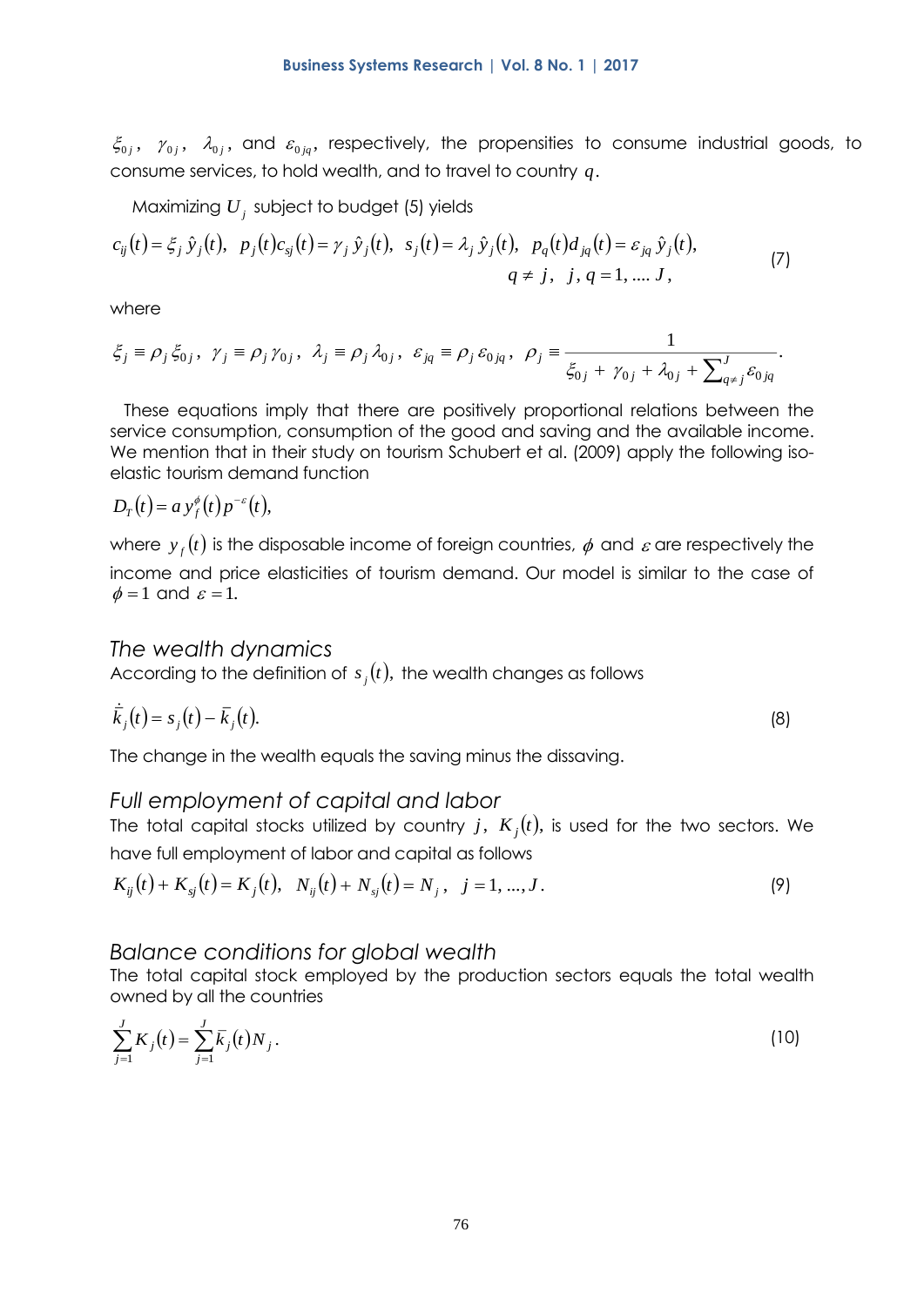$\xi_{0j}$, $\gamma_{0j}$, $\lambda_{0j}$, and $\varepsilon_{0jq}$, respectively, the propensities to consume industrial goods, to consume services, to hold wealth, and to travel to country $q$.

Maximizing $U_j$ subject to budget (5) yields

$$c_{ij}(t) = \xi_j \hat{y}_j(t), \;\; p_j(t) c_{sj}(t) = \gamma_j \hat{y}_j(t), \;\; s_j(t) = \lambda_j \hat{y}_j(t), \;\; p_q(t) d_{jq}(t) = \varepsilon_{jq} \hat{y}_j(t),$$
$$q \neq j, \;\; j, q = 1, .... J, \tag{7}$$

where

$$\xi_j \equiv \rho_j \xi_{0j}, \;\; \gamma_j \equiv \rho_j \gamma_{0j}, \;\; \lambda_j \equiv \rho_j \lambda_{0j}, \;\; \varepsilon_{jq} \equiv \rho_j \varepsilon_{0jq}, \;\; \rho_j \equiv \frac{1}{\xi_{0j} + \gamma_{0j} + \lambda_{0j} + \sum_{q \neq j}^{J} \varepsilon_{0jq}}.$$

These equations imply that there are positively proportional relations between the service consumption, consumption of the good and saving and the available income. We mention that in their study on tourism Schubert et al. (2009) apply the following iso-elastic tourism demand function

$$D_T(t) = a\, y_f^{\phi}(t)\, p^{-\varepsilon}(t),$$

where $y_f(t)$ is the disposable income of foreign countries, $\phi$ and $\varepsilon$ are respectively the income and price elasticities of tourism demand. Our model is similar to the case of $\phi = 1$ and $\varepsilon = 1$.

### *The wealth dynamics*

According to the definition of $s_j(t)$, the wealth changes as follows

$$\dot{\bar{k}}_j(t) = s_j(t) - \bar{k}_j(t). \tag{8}$$

The change in the wealth equals the saving minus the dissaving.

### *Full employment of capital and labor*

The total capital stocks utilized by country $j$, $K_j(t)$, is used for the two sectors. We have full employment of labor and capital as follows

$$K_{ij}(t) + K_{sj}(t) = K_j(t), \;\; N_{ij}(t) + N_{sj}(t) = N_j, \;\; j = 1, ..., J. \tag{9}$$

### *Balance conditions for global wealth*

The total capital stock employed by the production sectors equals the total wealth owned by all the countries

$$\sum_{j=1}^{J} K_j(t) = \sum_{j=1}^{J} \bar{k}_j(t) N_j. \tag{10}$$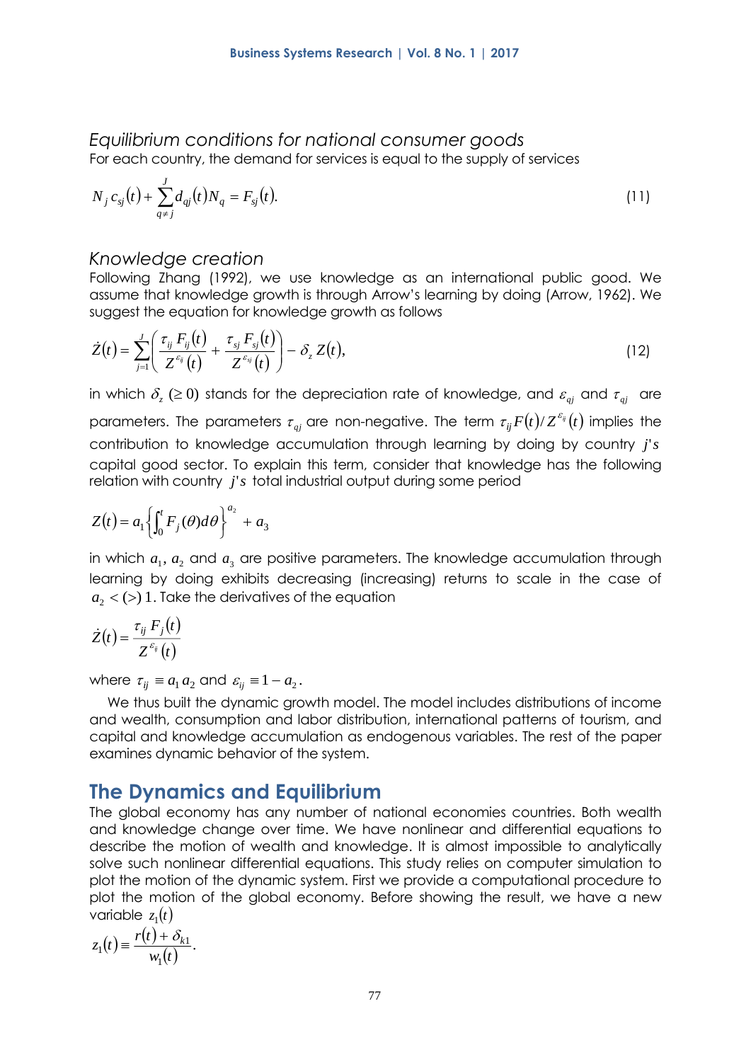### Equilibrium conditions for national consumer goods

For each country, the demand for services is equal to the supply of services

$$N_j\, c_{sj}(t) + \sum_{q \neq j}^{J} d_{qj}(t) N_q = F_{sj}(t). \tag{11}$$

### Knowledge creation

Following Zhang (1992), we use knowledge as an international public good. We assume that knowledge growth is through Arrow's learning by doing (Arrow, 1962). We suggest the equation for knowledge growth as follows

$$\dot{Z}(t) = \sum_{j=1}^{J} \left( \frac{\tau_{ij}\, F_{ij}(t)}{Z^{\varepsilon_{ij}}(t)} + \frac{\tau_{sj}\, F_{sj}(t)}{Z^{\varepsilon_{sj}}(t)} \right) - \delta_z\, Z(t), \tag{12}$$

in which $\delta_z$ ($\geq 0$) stands for the depreciation rate of knowledge, and $\varepsilon_{qj}$ and $\tau_{qj}$ are parameters. The parameters $\tau_{qj}$ are non-negative. The term $\tau_{ij} F(t) / Z^{\varepsilon_{ij}}(t)$ implies the contribution to knowledge accumulation through learning by doing by country $j's$ capital good sector. To explain this term, consider that knowledge has the following relation with country $j's$ total industrial output during some period

$$Z(t) = a_1 \left\{ \int_0^t F_j(\theta) d\theta \right\}^{a_2} + a_3$$

in which $a_1$, $a_2$ and $a_3$ are positive parameters. The knowledge accumulation through learning by doing exhibits decreasing (increasing) returns to scale in the case of $a_2 < (>) \, 1$. Take the derivatives of the equation

$$\dot{Z}(t) = \frac{\tau_{ij}\, F_j(t)}{Z^{\varepsilon_{ij}}(t)}$$

where $\tau_{ij} \equiv a_1 a_2$ and $\varepsilon_{ij} \equiv 1 - a_2$.

We thus built the dynamic growth model. The model includes distributions of income and wealth, consumption and labor distribution, international patterns of tourism, and capital and knowledge accumulation as endogenous variables. The rest of the paper examines dynamic behavior of the system.

## The Dynamics and Equilibrium

The global economy has any number of national economies countries. Both wealth and knowledge change over time. We have nonlinear and differential equations to describe the motion of wealth and knowledge. It is almost impossible to analytically solve such nonlinear differential equations. This study relies on computer simulation to plot the motion of the dynamic system. First we provide a computational procedure to plot the motion of the global economy. Before showing the result, we have a new variable $z_1(t)$

$$z_1(t) \equiv \frac{r(t) + \delta_{k1}}{w_1(t)}.$$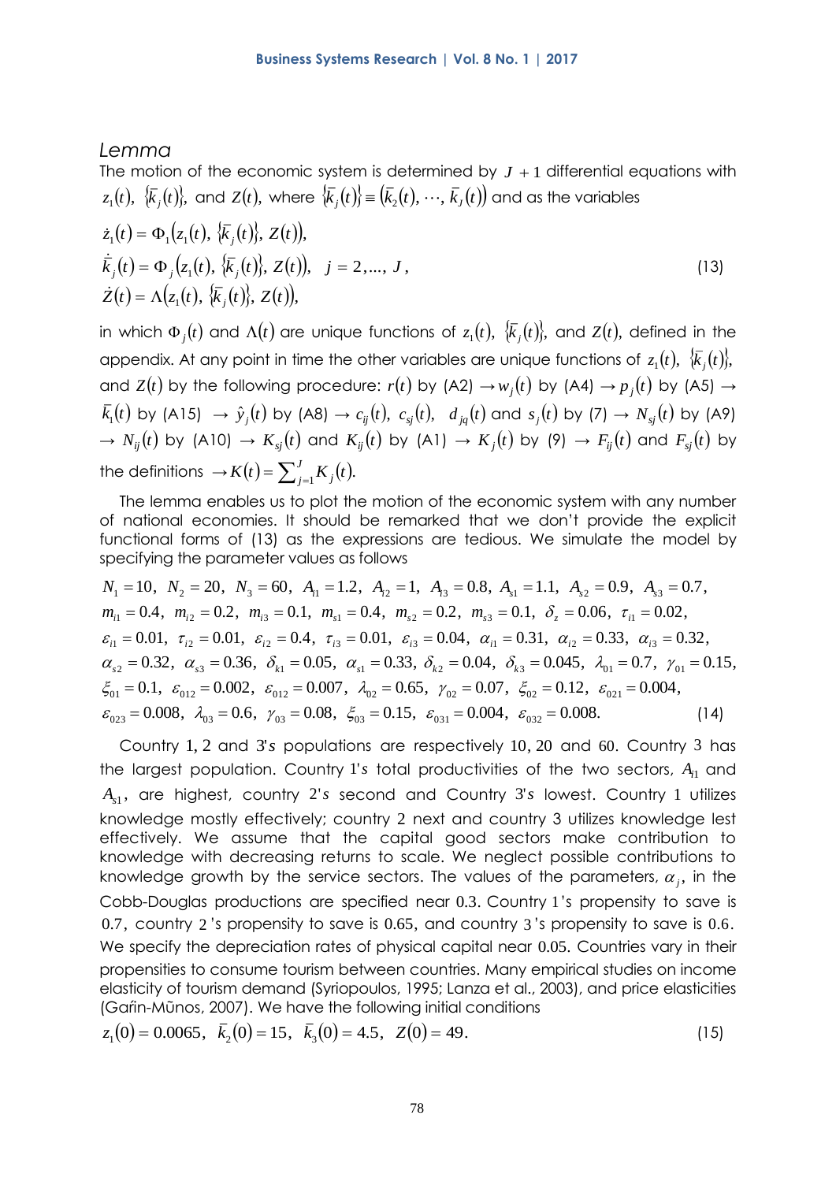## Lemma

The motion of the economic system is determined by $J+1$ differential equations with $z_1(t)$, $\{\bar{k}_j(t)\}$, and $Z(t)$, where $\{\bar{k}_j(t)\} \equiv (\bar{k}_2(t), \cdots, \bar{k}_J(t))$ and as the variables

$$
\begin{aligned}
\dot{z}_1(t) &= \Phi_1(z_1(t), \{\bar{k}_j(t)\}, Z(t)), \\
\dot{\bar{k}}_j(t) &= \Phi_j(z_1(t), \{\bar{k}_j(t)\}, Z(t)), \quad j = 2, \ldots, J, \\
\dot{Z}(t) &= \Lambda(z_1(t), \{\bar{k}_j(t)\}, Z(t)),
\end{aligned} \tag{13}
$$

in which $\Phi_j(t)$ and $\Lambda(t)$ are unique functions of $z_1(t)$, $\{\bar{k}_j(t)\}$, and $Z(t)$, defined in the appendix. At any point in time the other variables are unique functions of $z_1(t)$, $\{\bar{k}_j(t)\}$, and $Z(t)$ by the following procedure: $r(t)$ by (A2) $\rightarrow w_j(t)$ by (A4) $\rightarrow p_j(t)$ by (A5) $\rightarrow \bar{k}_1(t)$ by (A15) $\rightarrow \hat{y}_j(t)$ by (A8) $\rightarrow c_{ij}(t)$, $c_{sj}(t)$, $d_{jq}(t)$ and $s_j(t)$ by (7) $\rightarrow N_{sj}(t)$ by (A9) $\rightarrow N_{ij}(t)$ by (A10) $\rightarrow K_{sj}(t)$ and $K_{ij}(t)$ by (A1) $\rightarrow K_j(t)$ by (9) $\rightarrow F_{ij}(t)$ and $F_{sj}(t)$ by the definitions $\rightarrow K(t) = \sum_{j=1}^{J} K_j(t)$.

The lemma enables us to plot the motion of the economic system with any number of national economies. It should be remarked that we don't provide the explicit functional forms of (13) as the expressions are tedious. We simulate the model by specifying the parameter values as follows

$$
\begin{aligned}
&N_1 = 10,\ N_2 = 20,\ N_3 = 60,\ A_{i1} = 1.2,\ A_{i2} = 1,\ A_{i3} = 0.8,\ A_{s1} = 1.1,\ A_{s2} = 0.9,\ A_{s3} = 0.7, \\
&m_{i1} = 0.4,\ m_{i2} = 0.2,\ m_{i3} = 0.1,\ m_{s1} = 0.4,\ m_{s2} = 0.2,\ m_{s3} = 0.1,\ \delta_z = 0.06,\ \tau_{i1} = 0.02, \\
&\varepsilon_{i1} = 0.01,\ \tau_{i2} = 0.01,\ \varepsilon_{i2} = 0.4,\ \tau_{i3} = 0.01,\ \varepsilon_{i3} = 0.04,\ \alpha_{i1} = 0.31,\ \alpha_{i2} = 0.33,\ \alpha_{i3} = 0.32, \\
&\alpha_{s2} = 0.32,\ \alpha_{s3} = 0.36,\ \delta_{k1} = 0.05,\ \alpha_{s1} = 0.33,\ \delta_{k2} = 0.04,\ \delta_{k3} = 0.045,\ \lambda_{01} = 0.7,\ \gamma_{01} = 0.15, \\
&\xi_{01} = 0.1,\ \varepsilon_{012} = 0.002,\ \varepsilon_{012} = 0.007,\ \lambda_{02} = 0.65,\ \gamma_{02} = 0.07,\ \xi_{02} = 0.12,\ \varepsilon_{021} = 0.004, \\
&\varepsilon_{023} = 0.008,\ \lambda_{03} = 0.6,\ \gamma_{03} = 0.08,\ \xi_{03} = 0.15,\ \varepsilon_{031} = 0.004,\ \varepsilon_{032} = 0.008.
\end{aligned} \tag{14}
$$

Country 1, 2 and 3's populations are respectively 10, 20 and 60. Country 3 has the largest population. Country 1's total productivities of the two sectors, $A_{i1}$ and $A_{s1}$, are highest, country 2's second and Country 3's lowest. Country 1 utilizes knowledge mostly effectively; country 2 next and country 3 utilizes knowledge lest effectively. We assume that the capital good sectors make contribution to knowledge with decreasing returns to scale. We neglect possible contributions to knowledge growth by the service sectors. The values of the parameters, $\alpha_j$, in the Cobb-Douglas productions are specified near 0.3. Country 1's propensity to save is 0.7, country 2's propensity to save is 0.65, and country 3's propensity to save is 0.6. We specify the depreciation rates of physical capital near 0.05. Countries vary in their propensities to consume tourism between countries. Many empirical studies on income elasticity of tourism demand (Syriopoulos, 1995; Lanza et al., 2003), and price elasticities (Gaŕin-Mūnos, 2007). We have the following initial conditions

$$
z_1(0) = 0.0065,\ \bar{k}_2(0) = 15,\ \bar{k}_3(0) = 4.5,\ Z(0) = 49. \tag{15}
$$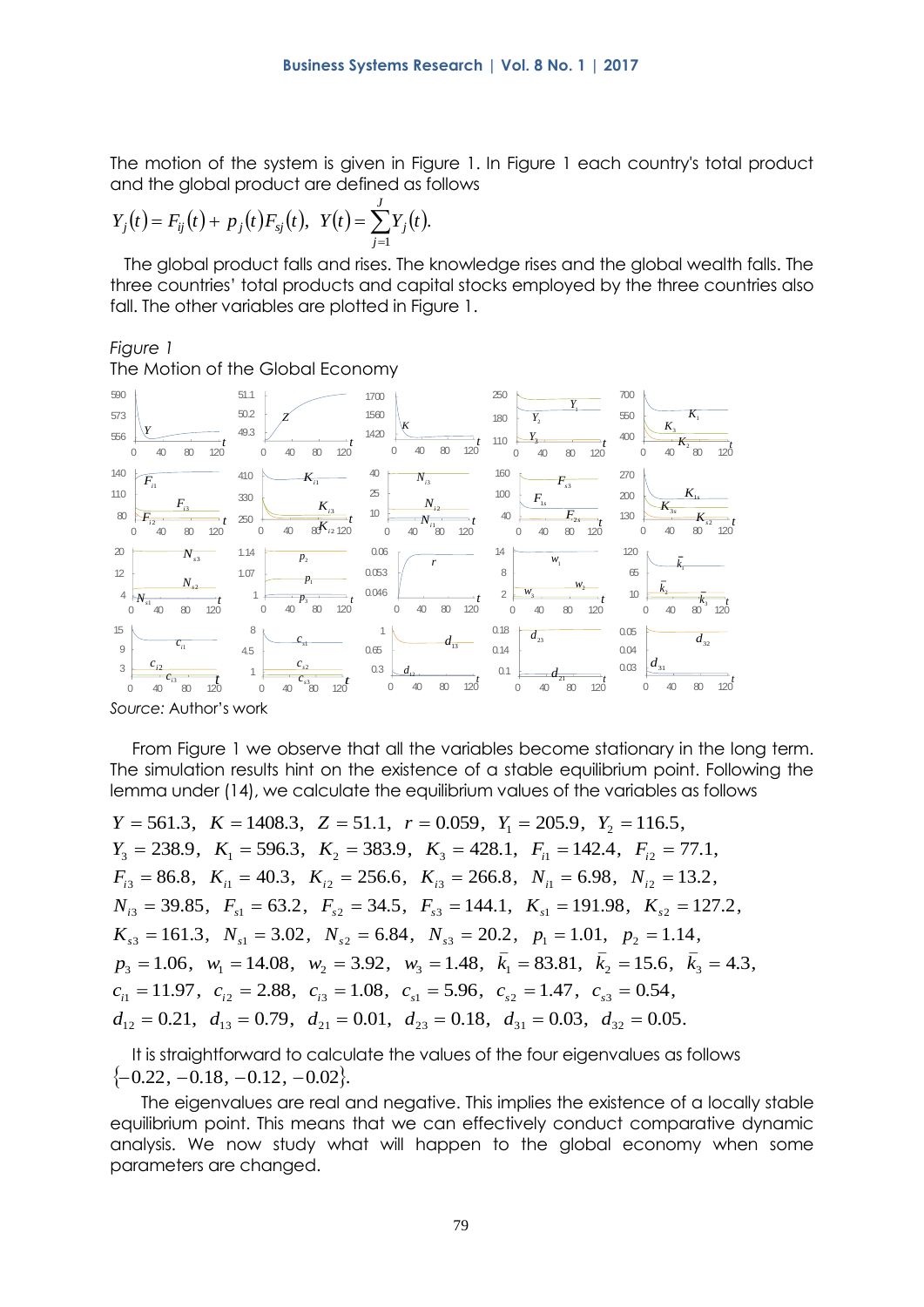The motion of the system is given in Figure 1. In Figure 1 each country's total product and the global product are defined as follows

$$Y_j(t) = F_{ij}(t) + p_j(t) F_{sj}(t), \;\; Y(t) = \sum_{j=1}^{J} Y_j(t).$$

The global product falls and rises. The knowledge rises and the global wealth falls. The three countries' total products and capital stocks employed by the three countries also fall. The other variables are plotted in Figure 1.

*Figure 1*

The Motion of the Global Economy

*Source:* Author's work

From Figure 1 we observe that all the variables become stationary in the long term. The simulation results hint on the existence of a stable equilibrium point. Following the lemma under (14), we calculate the equilibrium values of the variables as follows

$$Y = 561.3, \; K = 1408.3, \; Z = 51.1, \; r = 0.059, \; Y_1 = 205.9, \; Y_2 = 116.5,$$
$$Y_3 = 238.9, \; K_1 = 596.3, \; K_2 = 383.9, \; K_3 = 428.1, \; F_{i1} = 142.4, \; F_{i2} = 77.1,$$
$$F_{i3} = 86.8, \; K_{i1} = 40.3, \; K_{i2} = 256.6, \; K_{i3} = 266.8, \; N_{i1} = 6.98, \; N_{i2} = 13.2,$$
$$N_{i3} = 39.85, \; F_{s1} = 63.2, \; F_{s2} = 34.5, \; F_{s3} = 144.1, \; K_{s1} = 191.98, \; K_{s2} = 127.2,$$
$$K_{s3} = 161.3, \; N_{s1} = 3.02, \; N_{s2} = 6.84, \; N_{s3} = 20.2, \; p_1 = 1.01, \; p_2 = 1.14,$$
$$p_3 = 1.06, \; w_1 = 14.08, \; w_2 = 3.92, \; w_3 = 1.48, \; \bar{k}_1 = 83.81, \; \bar{k}_2 = 15.6, \; \bar{k}_3 = 4.3,$$
$$c_{i1} = 11.97, \; c_{i2} = 2.88, \; c_{i3} = 1.08, \; c_{s1} = 5.96, \; c_{s2} = 1.47, \; c_{s3} = 0.54,$$
$$d_{12} = 0.21, \; d_{13} = 0.79, \; d_{21} = 0.01, \; d_{23} = 0.18, \; d_{31} = 0.03, \; d_{32} = 0.05.$$

It is straightforward to calculate the values of the four eigenvalues as follows $\{-0.22, -0.18, -0.12, -0.02\}$.

The eigenvalues are real and negative. This implies the existence of a locally stable equilibrium point. This means that we can effectively conduct comparative dynamic analysis. We now study what will happen to the global economy when some parameters are changed.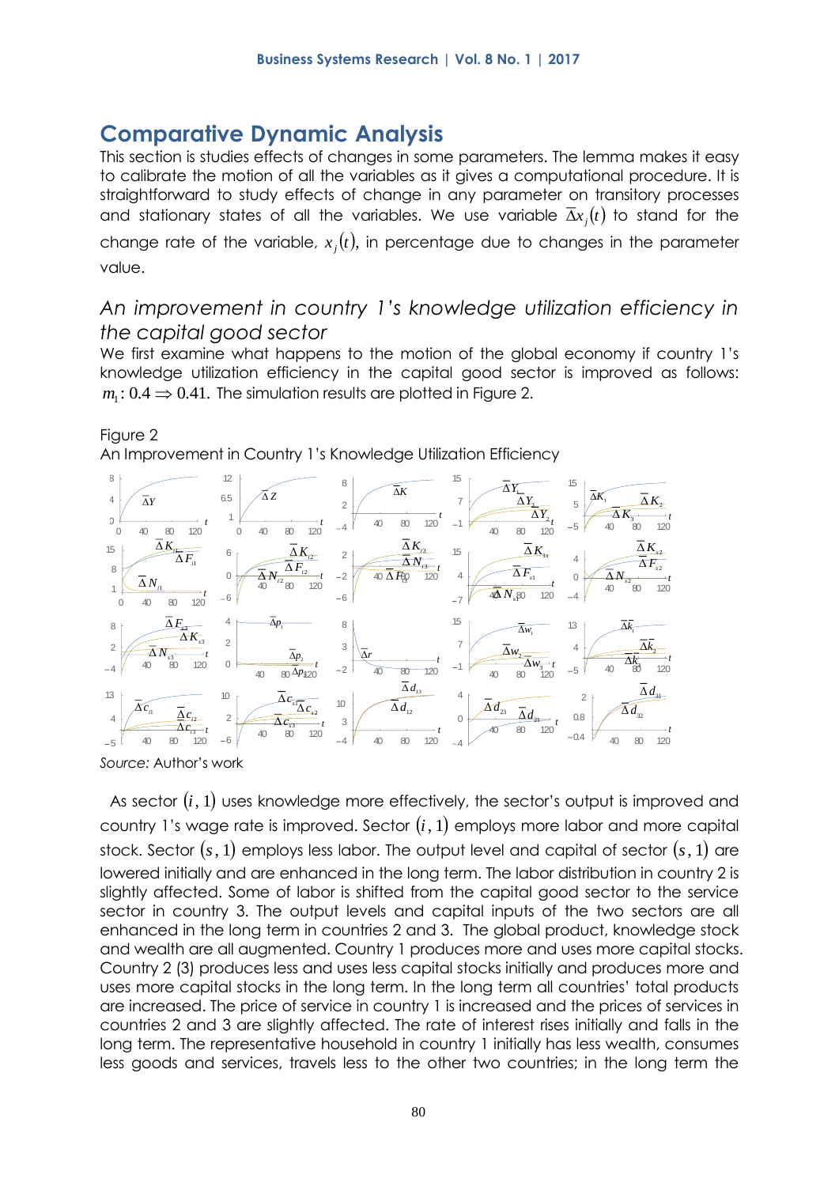## Comparative Dynamic Analysis

This section is studies effects of changes in some parameters. The lemma makes it easy to calibrate the motion of all the variables as it gives a computational procedure. It is straightforward to study effects of change in any parameter on transitory processes and stationary states of all the variables. We use variable $\overline{\Delta} x_j(t)$ to stand for the change rate of the variable, $x_j(t)$, in percentage due to changes in the parameter value.

### *An improvement in country 1's knowledge utilization efficiency in the capital good sector*

We first examine what happens to the motion of the global economy if country 1's knowledge utilization efficiency in the capital good sector is improved as follows: $m_1 : 0.4 \Rightarrow 0.41.$ The simulation results are plotted in Figure 2.

Figure 2
An Improvement in Country 1's Knowledge Utilization Efficiency

*Source:* Author's work

As sector $(i, 1)$ uses knowledge more effectively, the sector's output is improved and country 1's wage rate is improved. Sector $(i, 1)$ employs more labor and more capital stock. Sector $(s, 1)$ employs less labor. The output level and capital of sector $(s, 1)$ are lowered initially and are enhanced in the long term. The labor distribution in country 2 is slightly affected. Some of labor is shifted from the capital good sector to the service sector in country 3. The output levels and capital inputs of the two sectors are all enhanced in the long term in countries 2 and 3. The global product, knowledge stock and wealth are all augmented. Country 1 produces more and uses more capital stocks. Country 2 (3) produces less and uses less capital stocks initially and produces more and uses more capital stocks in the long term. In the long term all countries' total products are increased. The price of service in country 1 is increased and the prices of services in countries 2 and 3 are slightly affected. The rate of interest rises initially and falls in the long term. The representative household in country 1 initially has less wealth, consumes less goods and services, travels less to the other two countries; in the long term the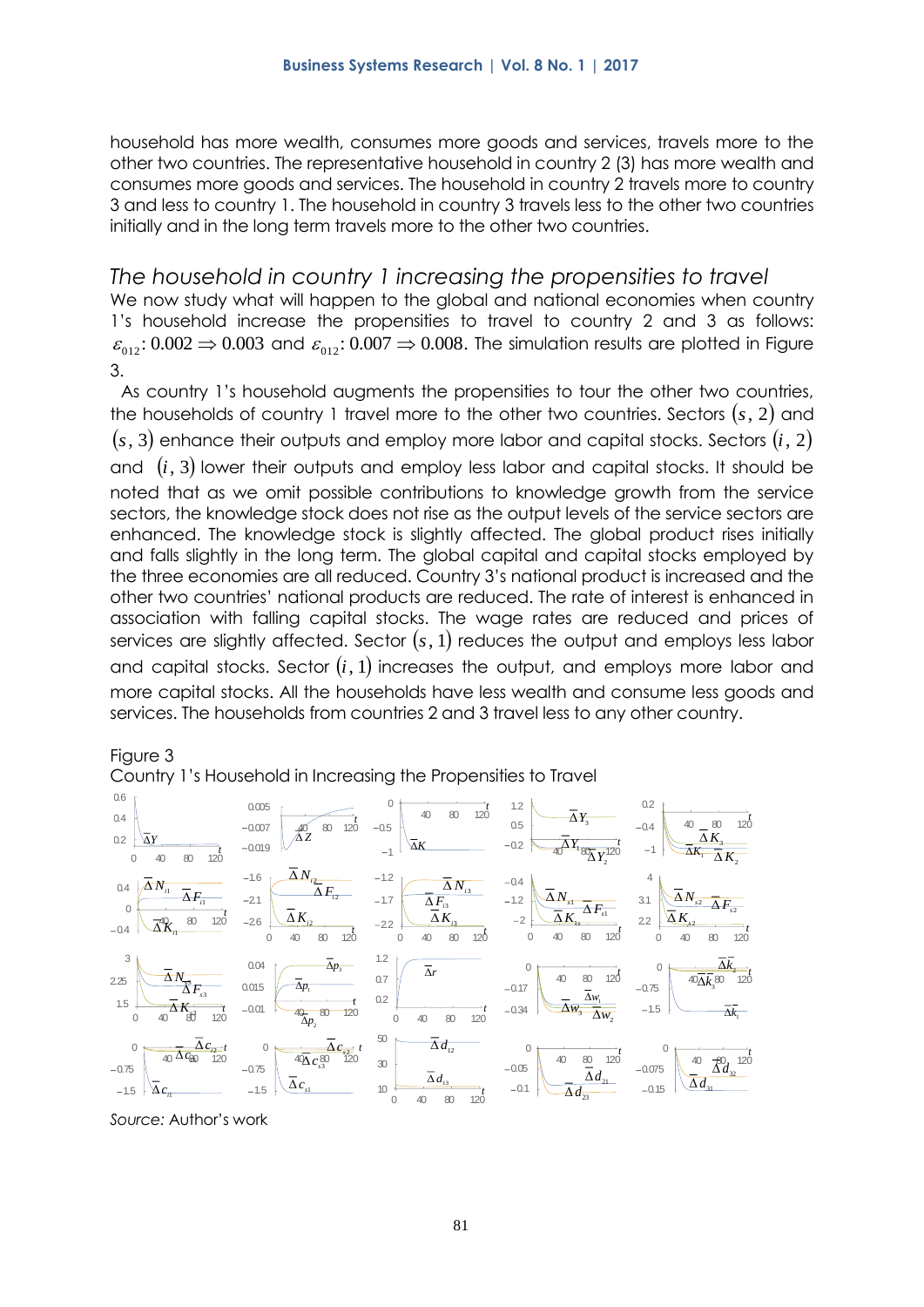household has more wealth, consumes more goods and services, travels more to the other two countries. The representative household in country 2 (3) has more wealth and consumes more goods and services. The household in country 2 travels more to country 3 and less to country 1. The household in country 3 travels less to the other two countries initially and in the long term travels more to the other two countries.

### *The household in country 1 increasing the propensities to travel*

We now study what will happen to the global and national economies when country 1's household increase the propensities to travel to country 2 and 3 as follows: $\varepsilon_{012}$: $0.002 \Rightarrow 0.003$ and $\varepsilon_{012}$: $0.007 \Rightarrow 0.008$. The simulation results are plotted in Figure 3.

As country 1's household augments the propensities to tour the other two countries, the households of country 1 travel more to the other two countries. Sectors $(s, 2)$ and $(s, 3)$ enhance their outputs and employ more labor and capital stocks. Sectors $(i, 2)$ and $(i, 3)$ lower their outputs and employ less labor and capital stocks. It should be noted that as we omit possible contributions to knowledge growth from the service sectors, the knowledge stock does not rise as the output levels of the service sectors are enhanced. The knowledge stock is slightly affected. The global product rises initially and falls slightly in the long term. The global capital and capital stocks employed by the three economies are all reduced. Country 3's national product is increased and the other two countries' national products are reduced. The rate of interest is enhanced in association with falling capital stocks. The wage rates are reduced and prices of services are slightly affected. Sector $(s, 1)$ reduces the output and employs less labor and capital stocks. Sector $(i, 1)$ increases the output, and employs more labor and more capital stocks. All the households have less wealth and consume less goods and services. The households from countries 2 and 3 travel less to any other country.

Figure 3

Country 1's Household in Increasing the Propensities to Travel

*Source:* Author's work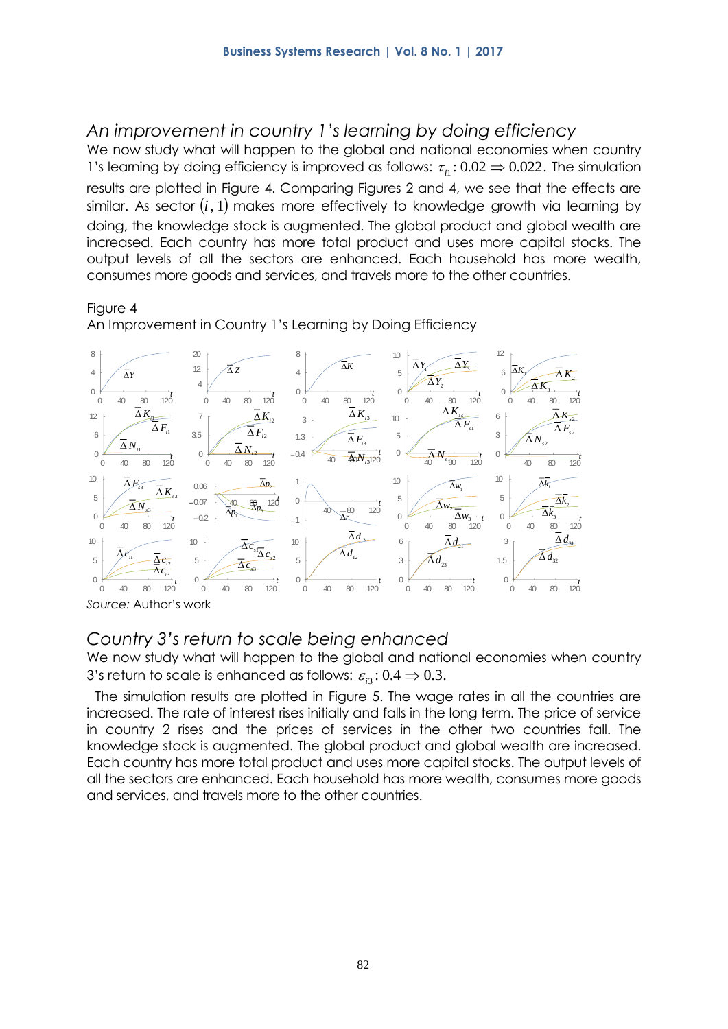## An improvement in country 1's learning by doing efficiency

We now study what will happen to the global and national economies when country 1's learning by doing efficiency is improved as follows: $\tau_{i1}: 0.02 \Rightarrow 0.022$. The simulation results are plotted in Figure 4. Comparing Figures 2 and 4, we see that the effects are similar. As sector $(i, 1)$ makes more effectively to knowledge growth via learning by doing, the knowledge stock is augmented. The global product and global wealth are increased. Each country has more total product and uses more capital stocks. The output levels of all the sectors are enhanced. Each household has more wealth, consumes more goods and services, and travels more to the other countries.

Figure 4
An Improvement in Country 1's Learning by Doing Efficiency

*Source:* Author's work

## Country 3's return to scale being enhanced

We now study what will happen to the global and national economies when country 3's return to scale is enhanced as follows: $\varepsilon_{i3}: 0.4 \Rightarrow 0.3$.

The simulation results are plotted in Figure 5. The wage rates in all the countries are increased. The rate of interest rises initially and falls in the long term. The price of service in country 2 rises and the prices of services in the other two countries fall. The knowledge stock is augmented. The global product and global wealth are increased. Each country has more total product and uses more capital stocks. The output levels of all the sectors are enhanced. Each household has more wealth, consumes more goods and services, and travels more to the other countries.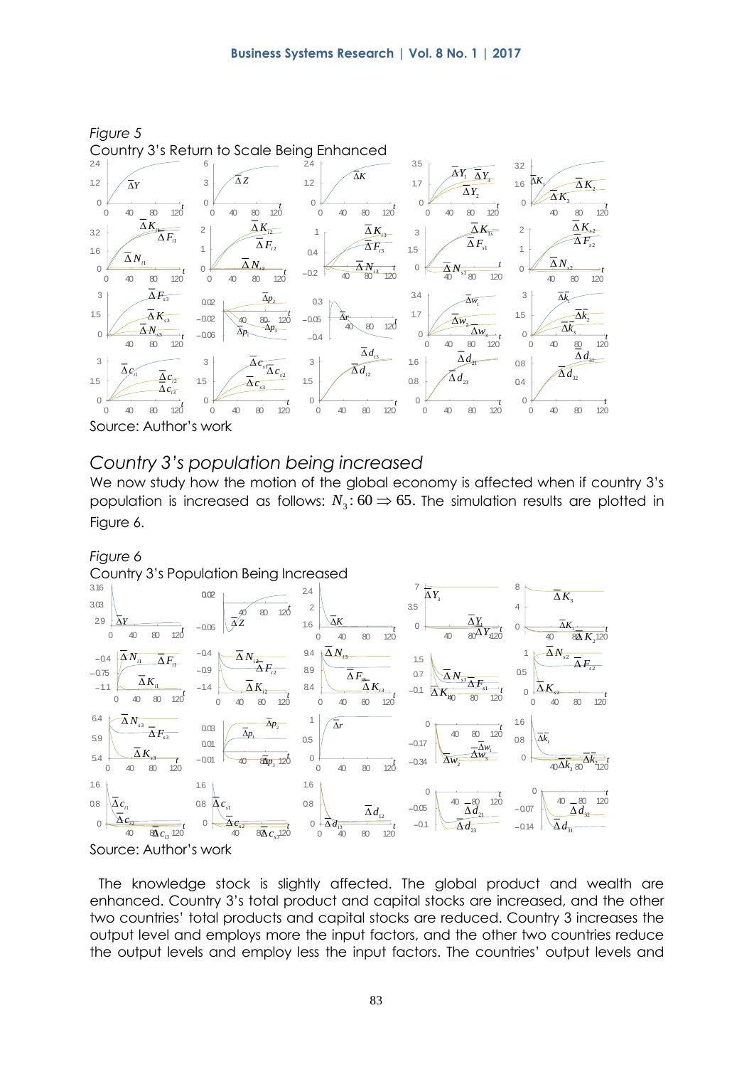*Figure 5*

Country 3's Return to Scale Being Enhanced

Source: Author's work

## *Country 3's population being increased*

We now study how the motion of the global economy is affected when if country 3's population is increased as follows: $N_3: 60 \Rightarrow 65$. The simulation results are plotted in Figure 6.

*Figure 6*

Country 3's Population Being Increased

Source: Author's work

The knowledge stock is slightly affected. The global product and wealth are enhanced. Country 3's total product and capital stocks are increased, and the other two countries' total products and capital stocks are reduced. Country 3 increases the output level and employs more the input factors, and the other two countries reduce the output levels and employ less the input factors. The countries' output levels and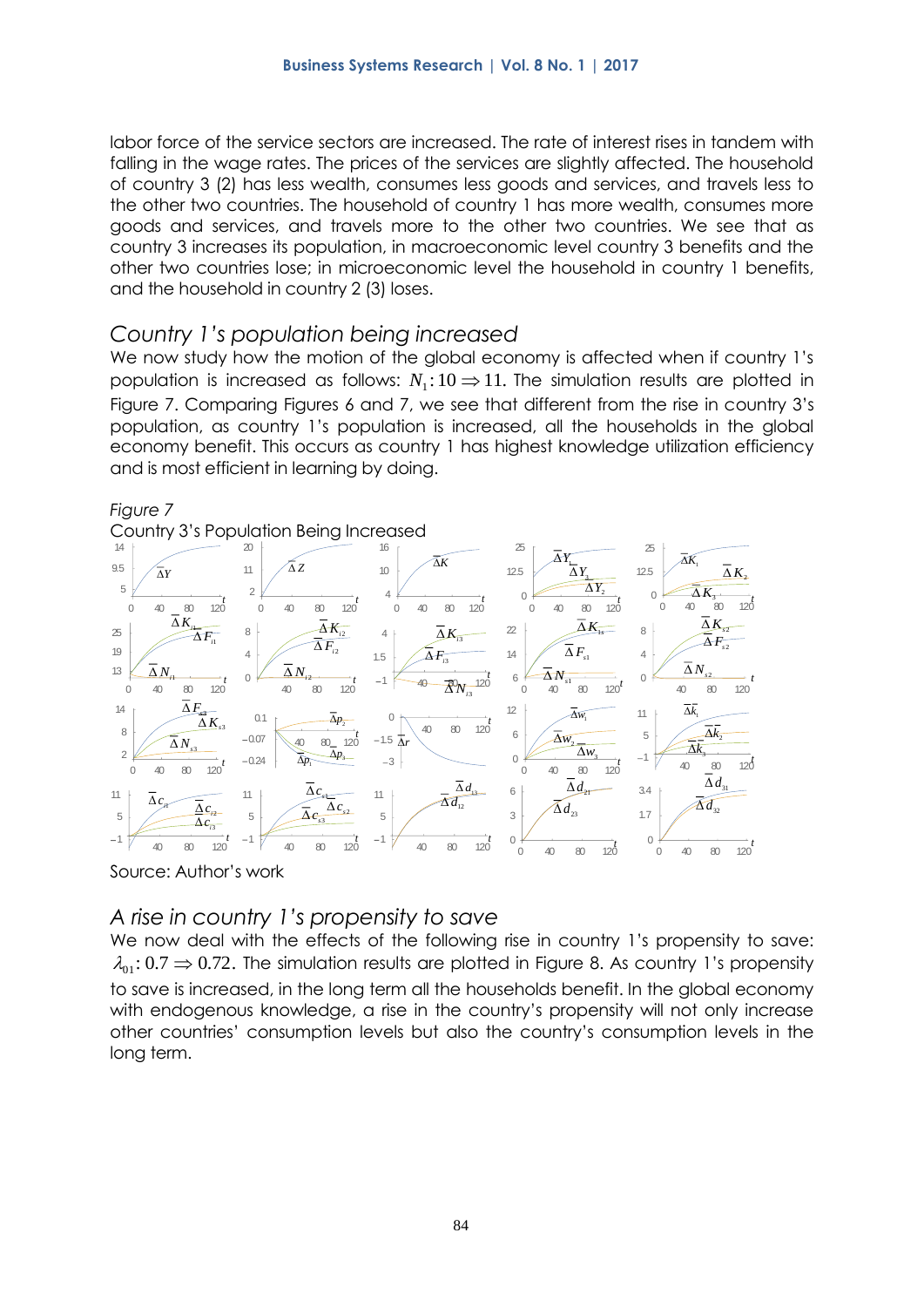labor force of the service sectors are increased. The rate of interest rises in tandem with falling in the wage rates. The prices of the services are slightly affected. The household of country 3 (2) has less wealth, consumes less goods and services, and travels less to the other two countries. The household of country 1 has more wealth, consumes more goods and services, and travels more to the other two countries. We see that as country 3 increases its population, in macroeconomic level country 3 benefits and the other two countries lose; in microeconomic level the household in country 1 benefits, and the household in country 2 (3) loses.

### *Country 1's population being increased*

We now study how the motion of the global economy is affected when if country 1's population is increased as follows: $N_1: 10 \Rightarrow 11$. The simulation results are plotted in Figure 7. Comparing Figures 6 and 7, we see that different from the rise in country 3's population, as country 1's population is increased, all the households in the global economy benefit. This occurs as country 1 has highest knowledge utilization efficiency and is most efficient in learning by doing.

*Figure 7*

Country 3's Population Being Increased

Source: Author's work

### *A rise in country 1's propensity to save*

We now deal with the effects of the following rise in country 1's propensity to save: $\lambda_{01}: 0.7 \Rightarrow 0.72$. The simulation results are plotted in Figure 8. As country 1's propensity to save is increased, in the long term all the households benefit. In the global economy with endogenous knowledge, a rise in the country's propensity will not only increase other countries' consumption levels but also the country's consumption levels in the long term.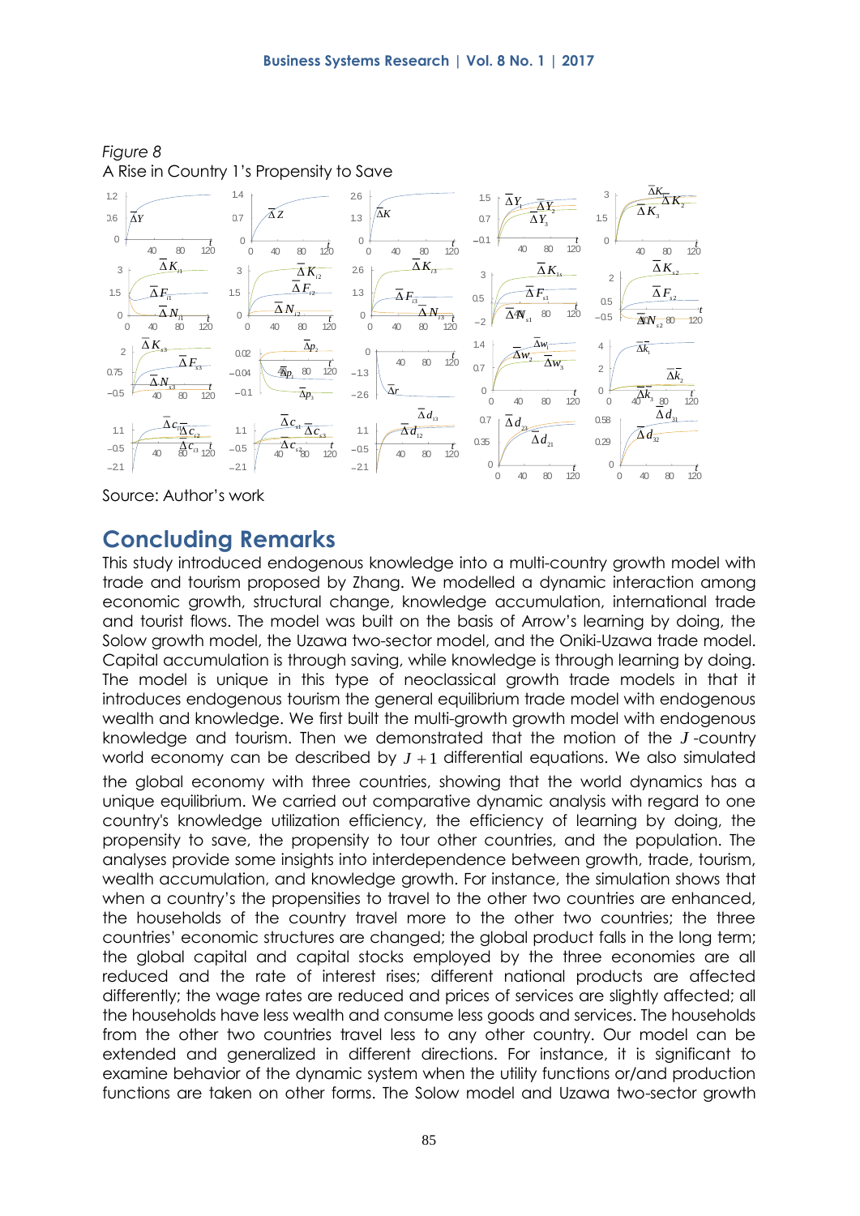Figure 8
A Rise in Country 1's Propensity to Save

Source: Author's work

## Concluding Remarks

This study introduced endogenous knowledge into a multi-country growth model with trade and tourism proposed by Zhang. We modelled a dynamic interaction among economic growth, structural change, knowledge accumulation, international trade and tourist flows. The model was built on the basis of Arrow's learning by doing, the Solow growth model, the Uzawa two-sector model, and the Oniki-Uzawa trade model. Capital accumulation is through saving, while knowledge is through learning by doing. The model is unique in this type of neoclassical growth trade models in that it introduces endogenous tourism the general equilibrium trade model with endogenous wealth and knowledge. We first built the multi-growth growth model with endogenous knowledge and tourism. Then we demonstrated that the motion of the $J$-country world economy can be described by $J+1$ differential equations. We also simulated the global economy with three countries, showing that the world dynamics has a unique equilibrium. We carried out comparative dynamic analysis with regard to one country's knowledge utilization efficiency, the efficiency of learning by doing, the propensity to save, the propensity to tour other countries, and the population. The analyses provide some insights into interdependence between growth, trade, tourism, wealth accumulation, and knowledge growth. For instance, the simulation shows that when a country's the propensities to travel to the other two countries are enhanced, the households of the country travel more to the other two countries; the three countries' economic structures are changed; the global product falls in the long term; the global capital and capital stocks employed by the three economies are all reduced and the rate of interest rises; different national products are affected differently; the wage rates are reduced and prices of services are slightly affected; all the households have less wealth and consume less goods and services. The households from the other two countries travel less to any other country. Our model can be extended and generalized in different directions. For instance, it is significant to examine behavior of the dynamic system when the utility functions or/and production functions are taken on other forms. The Solow model and Uzawa two-sector growth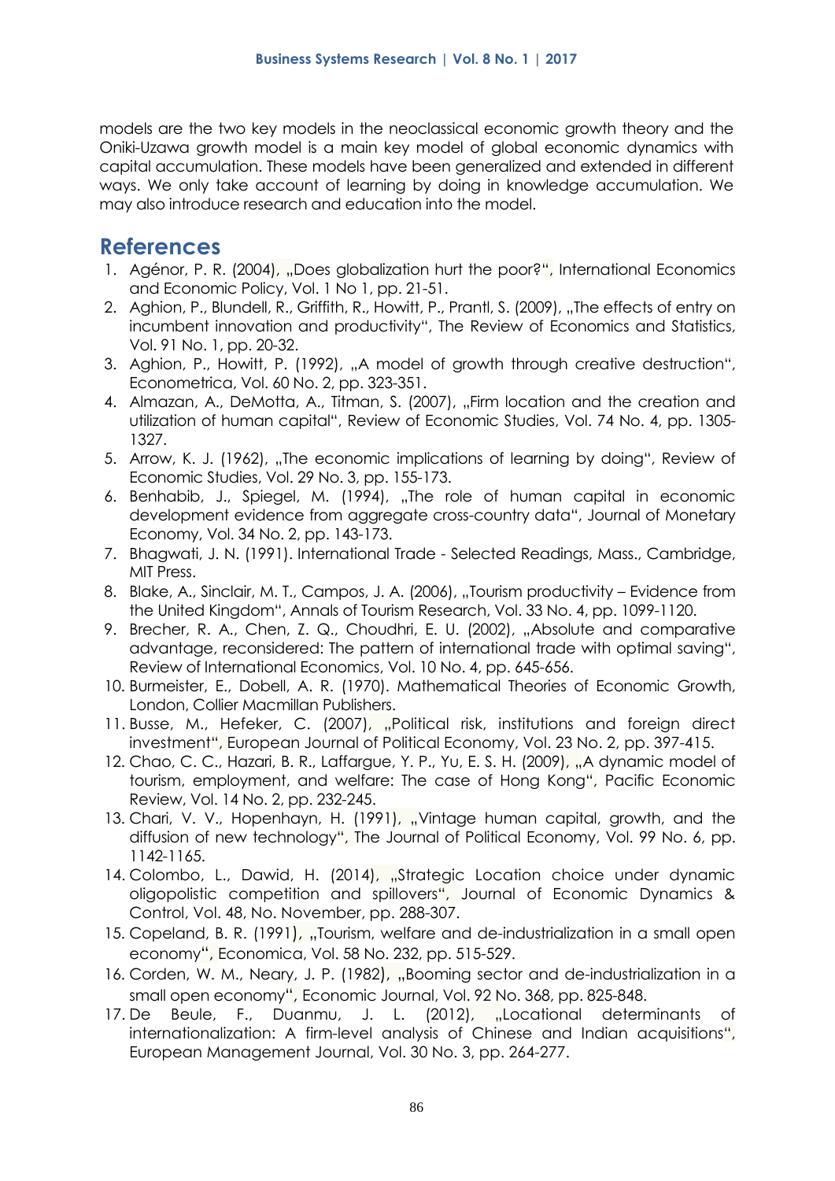models are the two key models in the neoclassical economic growth theory and the Oniki-Uzawa growth model is a main key model of global economic dynamics with capital accumulation. These models have been generalized and extended in different ways. We only take account of learning by doing in knowledge accumulation. We may also introduce research and education into the model.

## References

1. Agénor, P. R. (2004), „Does globalization hurt the poor?", International Economics and Economic Policy, Vol. 1 No 1, pp. 21-51.
2. Aghion, P., Blundell, R., Griffith, R., Howitt, P., Prantl, S. (2009), „The effects of entry on incumbent innovation and productivity", The Review of Economics and Statistics, Vol. 91 No. 1, pp. 20-32.
3. Aghion, P., Howitt, P. (1992), „A model of growth through creative destruction", Econometrica, Vol. 60 No. 2, pp. 323-351.
4. Almazan, A., DeMotta, A., Titman, S. (2007), „Firm location and the creation and utilization of human capital", Review of Economic Studies, Vol. 74 No. 4, pp. 1305-1327.
5. Arrow, K. J. (1962), „The economic implications of learning by doing", Review of Economic Studies, Vol. 29 No. 3, pp. 155-173.
6. Benhabib, J., Spiegel, M. (1994), „The role of human capital in economic development evidence from aggregate cross-country data", Journal of Monetary Economy, Vol. 34 No. 2, pp. 143-173.
7. Bhagwati, J. N. (1991). International Trade - Selected Readings, Mass., Cambridge, MIT Press.
8. Blake, A., Sinclair, M. T., Campos, J. A. (2006), „Tourism productivity – Evidence from the United Kingdom", Annals of Tourism Research, Vol. 33 No. 4, pp. 1099-1120.
9. Brecher, R. A., Chen, Z. Q., Choudhri, E. U. (2002), „Absolute and comparative advantage, reconsidered: The pattern of international trade with optimal saving", Review of International Economics, Vol. 10 No. 4, pp. 645-656.
10. Burmeister, E., Dobell, A. R. (1970). Mathematical Theories of Economic Growth, London, Collier Macmillan Publishers.
11. Busse, M., Hefeker, C. (2007), „Political risk, institutions and foreign direct investment", European Journal of Political Economy, Vol. 23 No. 2, pp. 397-415.
12. Chao, C. C., Hazari, B. R., Laffargue, Y. P., Yu, E. S. H. (2009), „A dynamic model of tourism, employment, and welfare: The case of Hong Kong", Pacific Economic Review, Vol. 14 No. 2, pp. 232-245.
13. Chari, V. V., Hopenhayn, H. (1991), „Vintage human capital, growth, and the diffusion of new technology", The Journal of Political Economy, Vol. 99 No. 6, pp. 1142-1165.
14. Colombo, L., Dawid, H. (2014), „Strategic Location choice under dynamic oligopolistic competition and spillovers", Journal of Economic Dynamics & Control, Vol. 48, No. November, pp. 288-307.
15. Copeland, B. R. (1991), „Tourism, welfare and de-industrialization in a small open economy", Economica, Vol. 58 No. 232, pp. 515-529.
16. Corden, W. M., Neary, J. P. (1982), „Booming sector and de-industrialization in a small open economy", Economic Journal, Vol. 92 No. 368, pp. 825-848.
17. De Beule, F., Duanmu, J. L. (2012), „Locational determinants of internationalization: A firm-level analysis of Chinese and Indian acquisitions", European Management Journal, Vol. 30 No. 3, pp. 264-277.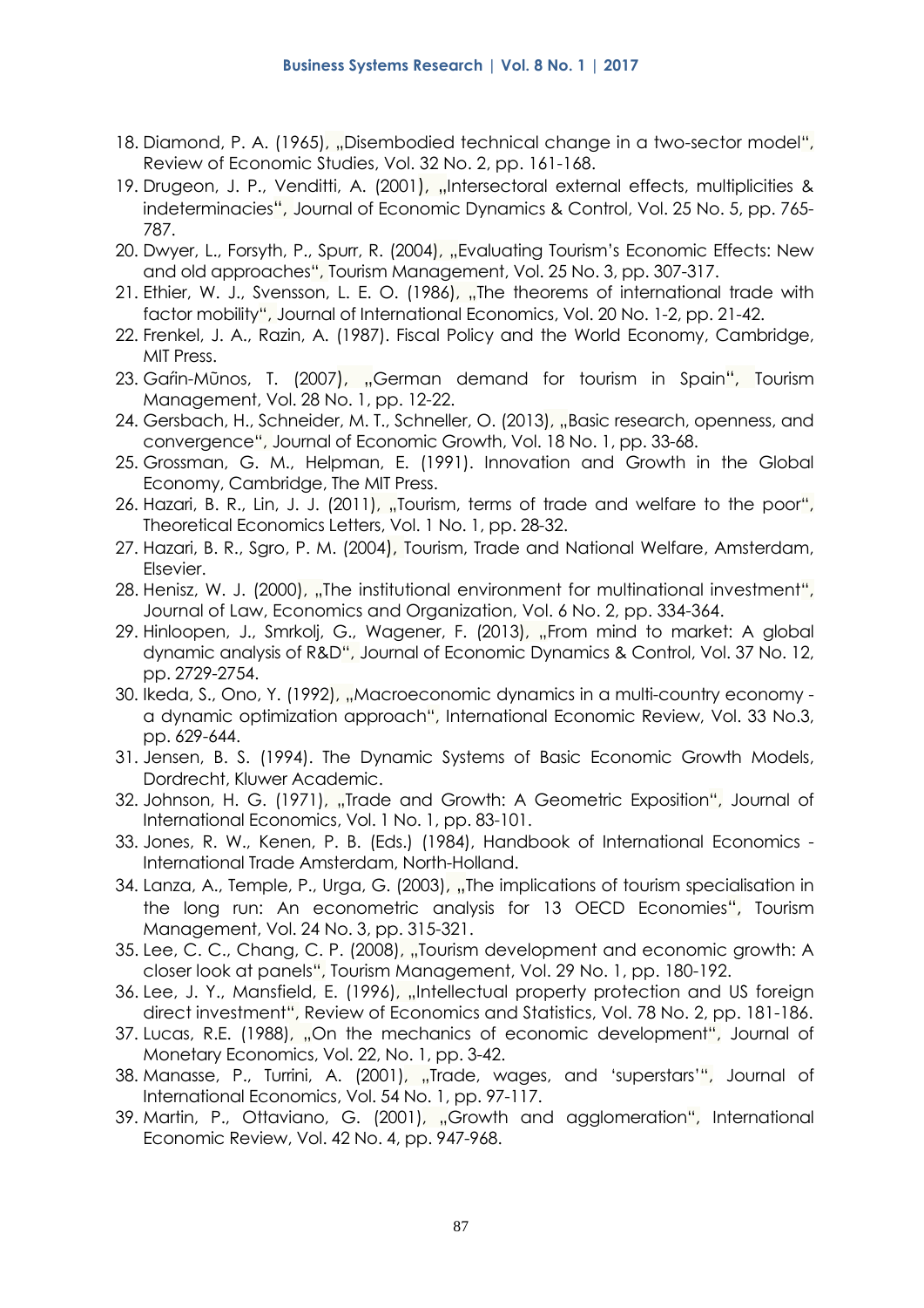18. Diamond, P. A. (1965), „Disembodied technical change in a two-sector model“, Review of Economic Studies, Vol. 32 No. 2, pp. 161-168.
19. Drugeon, J. P., Venditti, A. (2001), „Intersectoral external effects, multiplicities & indeterminacies“, Journal of Economic Dynamics & Control, Vol. 25 No. 5, pp. 765-787.
20. Dwyer, L., Forsyth, P., Spurr, R. (2004), „Evaluating Tourism's Economic Effects: New and old approaches“, Tourism Management, Vol. 25 No. 3, pp. 307-317.
21. Ethier, W. J., Svensson, L. E. O. (1986), „The theorems of international trade with factor mobility“, Journal of International Economics, Vol. 20 No. 1-2, pp. 21-42.
22. Frenkel, J. A., Razin, A. (1987). Fiscal Policy and the World Economy, Cambridge, MIT Press.
23. Gaŕin-Mūnos, T. (2007), „German demand for tourism in Spain“, Tourism Management, Vol. 28 No. 1, pp. 12-22.
24. Gersbach, H., Schneider, M. T., Schneller, O. (2013), „Basic research, openness, and convergence“, Journal of Economic Growth, Vol. 18 No. 1, pp. 33-68.
25. Grossman, G. M., Helpman, E. (1991). Innovation and Growth in the Global Economy, Cambridge, The MIT Press.
26. Hazari, B. R., Lin, J. J. (2011), „Tourism, terms of trade and welfare to the poor“, Theoretical Economics Letters, Vol. 1 No. 1, pp. 28-32.
27. Hazari, B. R., Sgro, P. M. (2004), Tourism, Trade and National Welfare, Amsterdam, Elsevier.
28. Henisz, W. J. (2000), „The institutional environment for multinational investment“, Journal of Law, Economics and Organization, Vol. 6 No. 2, pp. 334-364.
29. Hinloopen, J., Smrkolj, G., Wagener, F. (2013), „From mind to market: A global dynamic analysis of R&D“, Journal of Economic Dynamics & Control, Vol. 37 No. 12, pp. 2729-2754.
30. Ikeda, S., Ono, Y. (1992), „Macroeconomic dynamics in a multi-country economy - a dynamic optimization approach“, International Economic Review, Vol. 33 No.3, pp. 629-644.
31. Jensen, B. S. (1994). The Dynamic Systems of Basic Economic Growth Models, Dordrecht, Kluwer Academic.
32. Johnson, H. G. (1971), „Trade and Growth: A Geometric Exposition“, Journal of International Economics, Vol. 1 No. 1, pp. 83-101.
33. Jones, R. W., Kenen, P. B. (Eds.) (1984), Handbook of International Economics - International Trade Amsterdam, North-Holland.
34. Lanza, A., Temple, P., Urga, G. (2003), „The implications of tourism specialisation in the long run: An econometric analysis for 13 OECD Economies“, Tourism Management, Vol. 24 No. 3, pp. 315-321.
35. Lee, C. C., Chang, C. P. (2008), „Tourism development and economic growth: A closer look at panels“, Tourism Management, Vol. 29 No. 1, pp. 180-192.
36. Lee, J. Y., Mansfield, E. (1996), „Intellectual property protection and US foreign direct investment“, Review of Economics and Statistics, Vol. 78 No. 2, pp. 181-186.
37. Lucas, R.E. (1988), „On the mechanics of economic development“, Journal of Monetary Economics, Vol. 22, No. 1, pp. 3-42.
38. Manasse, P., Turrini, A. (2001), „Trade, wages, and 'superstars'“, Journal of International Economics, Vol. 54 No. 1, pp. 97-117.
39. Martin, P., Ottaviano, G. (2001), „Growth and agglomeration“, International Economic Review, Vol. 42 No. 4, pp. 947-968.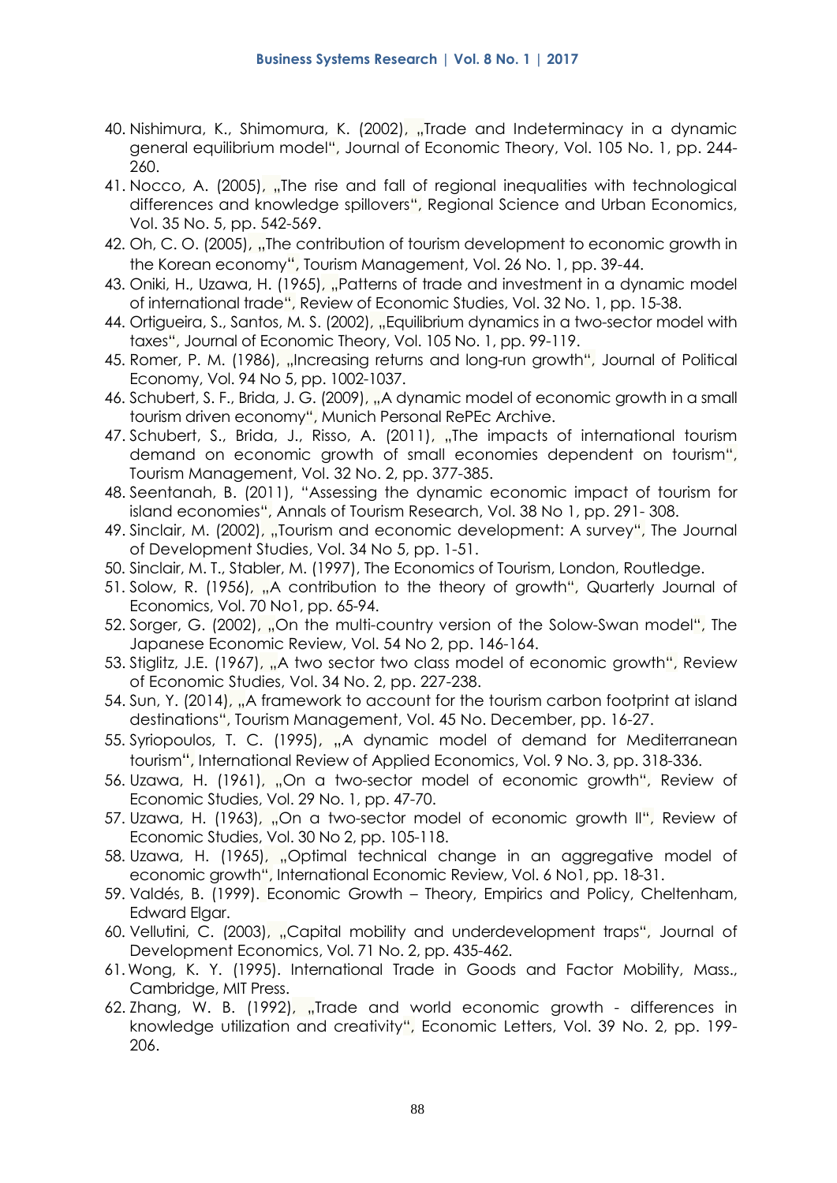40. Nishimura, K., Shimomura, K. (2002), „Trade and Indeterminacy in a dynamic general equilibrium model“, Journal of Economic Theory, Vol. 105 No. 1, pp. 244-260.
41. Nocco, A. (2005), „The rise and fall of regional inequalities with technological differences and knowledge spillovers“, Regional Science and Urban Economics, Vol. 35 No. 5, pp. 542-569.
42. Oh, C. O. (2005), „The contribution of tourism development to economic growth in the Korean economy“, Tourism Management, Vol. 26 No. 1, pp. 39-44.
43. Oniki, H., Uzawa, H. (1965), „Patterns of trade and investment in a dynamic model of international trade“, Review of Economic Studies, Vol. 32 No. 1, pp. 15-38.
44. Ortigueira, S., Santos, M. S. (2002), „Equilibrium dynamics in a two-sector model with taxes“, Journal of Economic Theory, Vol. 105 No. 1, pp. 99-119.
45. Romer, P. M. (1986), „Increasing returns and long-run growth“, Journal of Political Economy, Vol. 94 No 5, pp. 1002-1037.
46. Schubert, S. F., Brida, J. G. (2009), „A dynamic model of economic growth in a small tourism driven economy“, Munich Personal RePEc Archive.
47. Schubert, S., Brida, J., Risso, A. (2011), „The impacts of international tourism demand on economic growth of small economies dependent on tourism“, Tourism Management, Vol. 32 No. 2, pp. 377-385.
48. Seentanah, B. (2011), "Assessing the dynamic economic impact of tourism for island economies", Annals of Tourism Research, Vol. 38 No 1, pp. 291- 308.
49. Sinclair, M. (2002), „Tourism and economic development: A survey“, The Journal of Development Studies, Vol. 34 No 5, pp. 1-51.
50. Sinclair, M. T., Stabler, M. (1997), The Economics of Tourism, London, Routledge.
51. Solow, R. (1956), „A contribution to the theory of growth“, Quarterly Journal of Economics, Vol. 70 No1, pp. 65-94.
52. Sorger, G. (2002), „On the multi-country version of the Solow-Swan model“, The Japanese Economic Review, Vol. 54 No 2, pp. 146-164.
53. Stiglitz, J.E. (1967), „A two sector two class model of economic growth“, Review of Economic Studies, Vol. 34 No. 2, pp. 227-238.
54. Sun, Y. (2014), „A framework to account for the tourism carbon footprint at island destinations“, Tourism Management, Vol. 45 No. December, pp. 16-27.
55. Syriopoulos, T. C. (1995), „A dynamic model of demand for Mediterranean tourism“, International Review of Applied Economics, Vol. 9 No. 3, pp. 318-336.
56. Uzawa, H. (1961), „On a two-sector model of economic growth“, Review of Economic Studies, Vol. 29 No. 1, pp. 47-70.
57. Uzawa, H. (1963), „On a two-sector model of economic growth II“, Review of Economic Studies, Vol. 30 No 2, pp. 105-118.
58. Uzawa, H. (1965), „Optimal technical change in an aggregative model of economic growth“, International Economic Review, Vol. 6 No1, pp. 18-31.
59. Valdés, B. (1999). Economic Growth – Theory, Empirics and Policy, Cheltenham, Edward Elgar.
60. Vellutini, C. (2003), „Capital mobility and underdevelopment traps“, Journal of Development Economics, Vol. 71 No. 2, pp. 435-462.
61. Wong, K. Y. (1995). International Trade in Goods and Factor Mobility, Mass., Cambridge, MIT Press.
62. Zhang, W. B. (1992), „Trade and world economic growth - differences in knowledge utilization and creativity“, Economic Letters, Vol. 39 No. 2, pp. 199-206.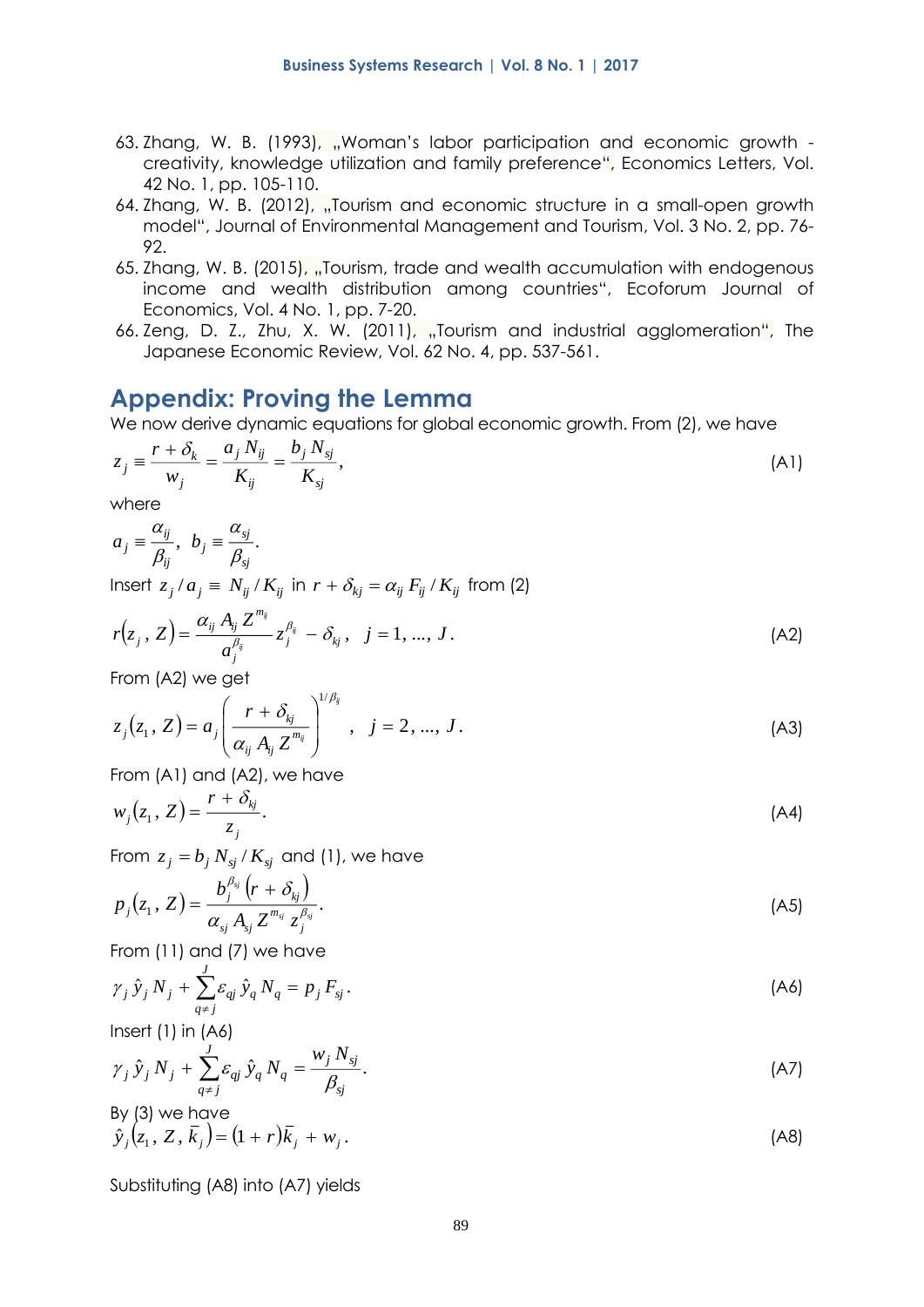63. Zhang, W. B. (1993), „Woman's labor participation and economic growth - creativity, knowledge utilization and family preference", Economics Letters, Vol. 42 No. 1, pp. 105-110.
64. Zhang, W. B. (2012), „Tourism and economic structure in a small-open growth model", Journal of Environmental Management and Tourism, Vol. 3 No. 2, pp. 76-92.
65. Zhang, W. B. (2015), „Tourism, trade and wealth accumulation with endogenous income and wealth distribution among countries", Ecoforum Journal of Economics, Vol. 4 No. 1, pp. 7-20.
66. Zeng, D. Z., Zhu, X. W. (2011), „Tourism and industrial agglomeration", The Japanese Economic Review, Vol. 62 No. 4, pp. 537-561.

## Appendix: Proving the Lemma

We now derive dynamic equations for global economic growth. From (2), we have

$$z_j \equiv \frac{r + \delta_k}{w_j} = \frac{a_j N_{ij}}{K_{ij}} = \frac{b_j N_{sj}}{K_{sj}}, \tag{A1}$$

where

$$a_j \equiv \frac{\alpha_{ij}}{\beta_{ij}}, \;\; b_j \equiv \frac{\alpha_{sj}}{\beta_{sj}}.$$

Insert $z_j / a_j \equiv N_{ij} / K_{ij}$ in $r + \delta_{kj} = \alpha_{ij} F_{ij} / K_{ij}$ from (2)

$$r(z_j, Z) = \frac{\alpha_{ij} A_{ij} Z^{m_{ij}}}{a_j^{\beta_{ij}}} z_j^{\beta_{ij}} - \delta_{kj}, \;\; j = 1, ..., J. \tag{A2}$$

From (A2) we get

$$z_j(z_1, Z) = a_j \left( \frac{r + \delta_{kj}}{\alpha_{ij} A_{ij} Z^{m_{ij}}} \right)^{1/\beta_{ij}}, \;\; j = 2, ..., J. \tag{A3}$$

From (A1) and (A2), we have

$$w_j(z_1, Z) = \frac{r + \delta_{kj}}{z_j}. \tag{A4}$$

From $z_j = b_j N_{sj} / K_{sj}$ and (1), we have

$$p_j(z_1, Z) = \frac{b_j^{\beta_{sj}} (r + \delta_{kj})}{\alpha_{sj} A_{sj} Z^{m_{sj}} z_j^{\beta_{sj}}}. \tag{A5}$$

From (11) and (7) we have

$$\gamma_j \hat{y}_j N_j + \sum_{q \neq j}^{J} \varepsilon_{qj} \hat{y}_q N_q = p_j F_{sj}. \tag{A6}$$

Insert (1) in (A6)

$$\gamma_j \hat{y}_j N_j + \sum_{q \neq j}^{J} \varepsilon_{qj} \hat{y}_q N_q = \frac{w_j N_{sj}}{\beta_{sj}}. \tag{A7}$$

By (3) we have

$$\hat{y}_j(z_1, Z, \bar{k}_j) = (1 + r)\bar{k}_j + w_j. \tag{A8}$$

Substituting (A8) into (A7) yields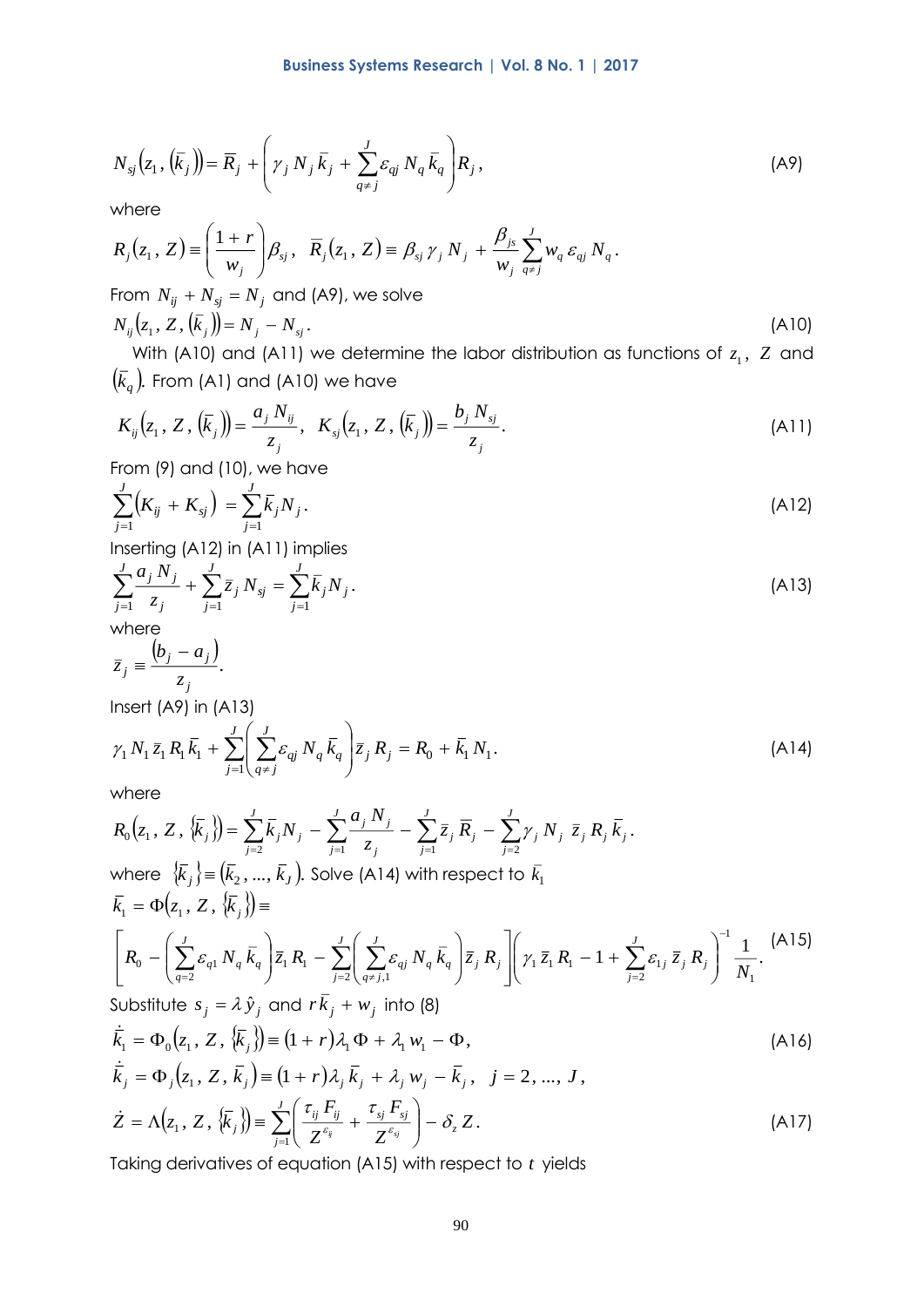$$N_{sj}\left(z_1, \left(\bar{k}_j\right)\right) = \bar{R}_j + \left(\gamma_j\, N_j\, \bar{k}_j + \sum_{q \neq j}^{J} \varepsilon_{qj}\, N_q\, \bar{k}_q\right) R_j , \tag{A9}$$

where

$$R_j\left(z_1, Z\right) \equiv \left(\frac{1+r}{w_j}\right)\beta_{sj}, \quad \bar{R}_j\left(z_1, Z\right) \equiv \beta_{sj}\,\gamma_j\, N_j + \frac{\beta_{js}}{w_j}\sum_{q \neq j}^{J} w_q\, \varepsilon_{qj}\, N_q .$$

From $N_{ij} + N_{sj} = N_j$ and (A9), we solve

$$N_{ij}\left(z_1, Z, \left(\bar{k}_j\right)\right) = N_j - N_{sj} . \tag{A10}$$

With (A10) and (A11) we determine the labor distribution as functions of $z_1$, $Z$ and $\left(\bar{k}_q\right)$. From (A1) and (A10) we have

$$K_{ij}\left(z_1, Z, \left(\bar{k}_j\right)\right) = \frac{a_j\, N_{ij}}{z_j}, \quad K_{sj}\left(z_1, Z, \left(\bar{k}_j\right)\right) = \frac{b_j\, N_{sj}}{z_j} . \tag{A11}$$

From (9) and (10), we have

$$\sum_{j=1}^{J}\left(K_{ij} + K_{sj}\right) = \sum_{j=1}^{J} \bar{k}_j N_j . \tag{A12}$$

Inserting (A12) in (A11) implies

$$\sum_{j=1}^{J}\frac{a_j\, N_j}{z_j} + \sum_{j=1}^{J}\bar{z}_j\, N_{sj} = \sum_{j=1}^{J}\bar{k}_j N_j . \tag{A13}$$

where

$$\bar{z}_j \equiv \frac{\left(b_j - a_j\right)}{z_j} .$$

Insert (A9) in (A13)

$$\gamma_1\, N_1\, \bar{z}_1\, R_1\, \bar{k}_1 + \sum_{j=1}^{J}\left(\sum_{q \neq j}^{J} \varepsilon_{qj}\, N_q\, \bar{k}_q\right)\bar{z}_j\, R_j = R_0 + \bar{k}_1\, N_1 . \tag{A14}$$

where

$$R_0\left(z_1, Z, \left\{\bar{k}_j\right\}\right) = \sum_{j=2}^{J}\bar{k}_j N_j - \sum_{j=1}^{J}\frac{a_j\, N_j}{z_j} - \sum_{j=1}^{J}\bar{z}_j\, \bar{R}_j - \sum_{j=2}^{J}\gamma_j\, N_j\, \bar{z}_j\, R_j\, \bar{k}_j .$$

where $\left\{\bar{k}_j\right\} \equiv \left(\bar{k}_2, ..., \bar{k}_J\right)$. Solve (A14) with respect to $\bar{k}_1$

$$\bar{k}_1 = \Phi\left(z_1, Z, \left\{\bar{k}_j\right\}\right) \equiv$$

$$\left[R_0 - \left(\sum_{q=2}^{J}\varepsilon_{q1}\, N_q\, \bar{k}_q\right)\bar{z}_1\, R_1 - \sum_{j=2}^{J}\left(\sum_{q \neq j,1}^{J}\varepsilon_{qj}\, N_q\, \bar{k}_q\right)\bar{z}_j\, R_j\right]\left(\gamma_1\, \bar{z}_1\, R_1 - 1 + \sum_{j=2}^{J}\varepsilon_{1j}\, \bar{z}_j\, R_j\right)^{-1}\frac{1}{N_1} . \tag{A15}$$

Substitute $s_j = \lambda\, \hat{y}_j$ and $r\, \bar{k}_j + w_j$ into (8)

$$\dot{\bar{k}}_1 = \Phi_0\left(z_1, Z, \left\{\bar{k}_j\right\}\right) \equiv \left(1+r\right)\lambda_1\, \Phi + \lambda_1\, w_1 - \Phi , \tag{A16}$$

$$\dot{\bar{k}}_j = \Phi_j\left(z_1, Z, \bar{k}_j\right) \equiv \left(1+r\right)\lambda_j\, \bar{k}_j + \lambda_j\, w_j - \bar{k}_j , \quad j = 2, ..., J ,$$

$$\dot{Z} = \Lambda\left(z_1, Z, \left\{\bar{k}_j\right\}\right) \equiv \sum_{j=1}^{J}\left(\frac{\tau_{ij}\, F_{ij}}{Z^{\varepsilon_{ij}}} + \frac{\tau_{sj}\, F_{sj}}{Z^{\varepsilon_{sj}}}\right) - \delta_z\, Z . \tag{A17}$$

Taking derivatives of equation (A15) with respect to $t$ yields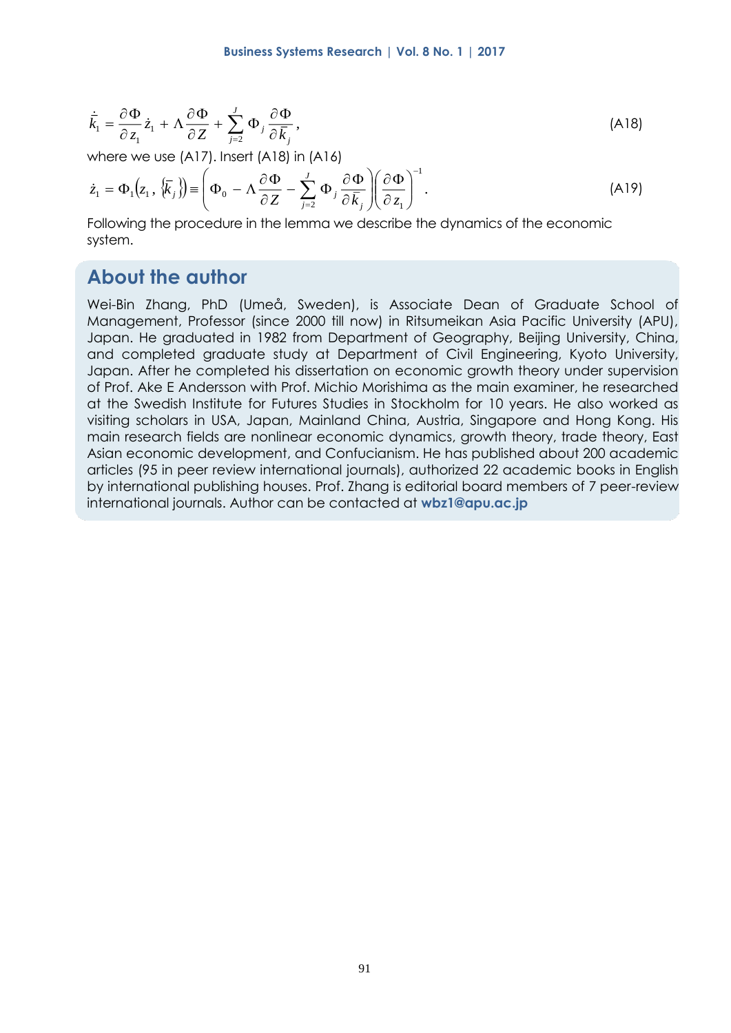$$\dot{\bar{k}}_1 = \frac{\partial \Phi}{\partial z_1} \dot{z}_1 + \Lambda \frac{\partial \Phi}{\partial Z} + \sum_{j=2}^{J} \Phi_j \frac{\partial \Phi}{\partial \bar{k}_j}, \tag{A18}$$

where we use (A17). Insert (A18) in (A16)

$$\dot{z}_1 = \Phi_1\left(z_1, \{\bar{k}_j\}\right) \equiv \left( \Phi_0 - \Lambda \frac{\partial \Phi}{\partial Z} - \sum_{j=2}^{J} \Phi_j \frac{\partial \Phi}{\partial \bar{k}_j} \right) \left( \frac{\partial \Phi}{\partial z_1} \right)^{-1}. \tag{A19}$$

Following the procedure in the lemma we describe the dynamics of the economic system.

## About the author

Wei-Bin Zhang, PhD (Umeå, Sweden), is Associate Dean of Graduate School of Management, Professor (since 2000 till now) in Ritsumeikan Asia Pacific University (APU), Japan. He graduated in 1982 from Department of Geography, Beijing University, China, and completed graduate study at Department of Civil Engineering, Kyoto University, Japan. After he completed his dissertation on economic growth theory under supervision of Prof. Ake E Andersson with Prof. Michio Morishima as the main examiner, he researched at the Swedish Institute for Futures Studies in Stockholm for 10 years. He also worked as visiting scholars in USA, Japan, Mainland China, Austria, Singapore and Hong Kong. His main research fields are nonlinear economic dynamics, growth theory, trade theory, East Asian economic development, and Confucianism. He has published about 200 academic articles (95 in peer review international journals), authorized 22 academic books in English by international publishing houses. Prof. Zhang is editorial board members of 7 peer-review international journals. Author can be contacted at **wbz1@apu.ac.jp**